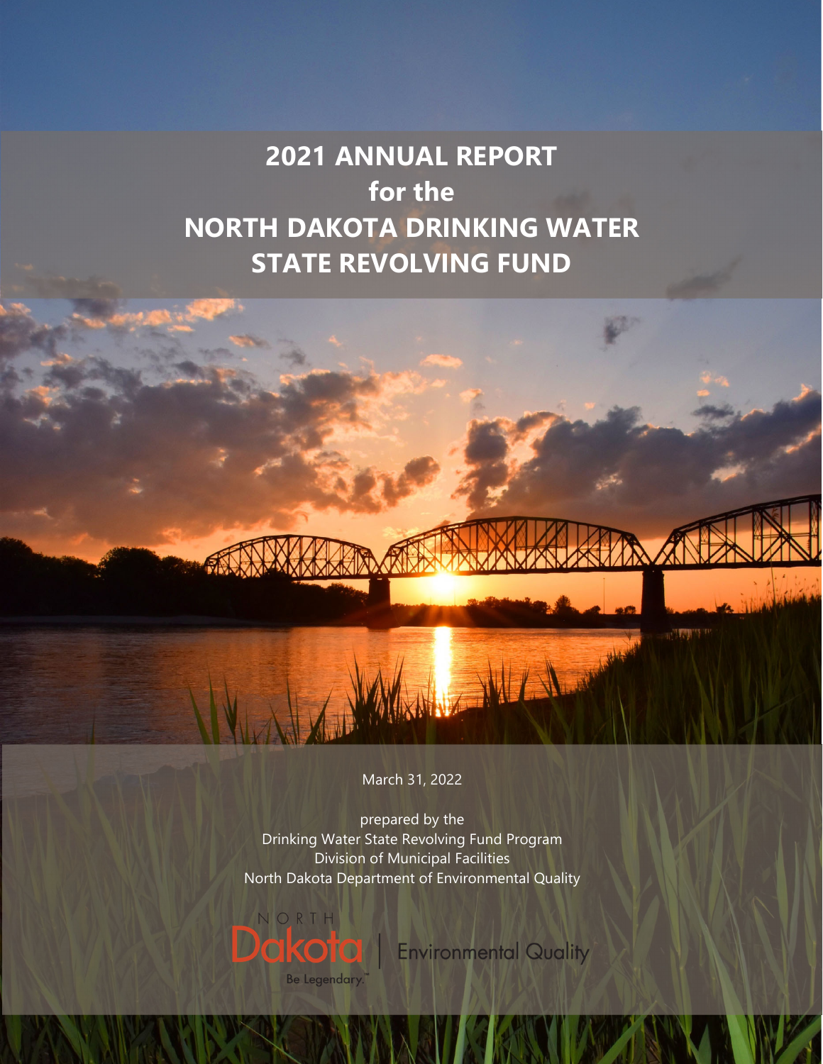# 2021 ANNUAL REPORT for the NORTH DAKOTA DRINKING WATER STATE REVOLVING FUND

March 31, 2022

prepared by the
Drinking Water State Revolving Fund Program
Division of Municipal Facilities
North Dakota Department of Environmental Quality

NORTH Dakota Be Legendary.™ | Environmental Quality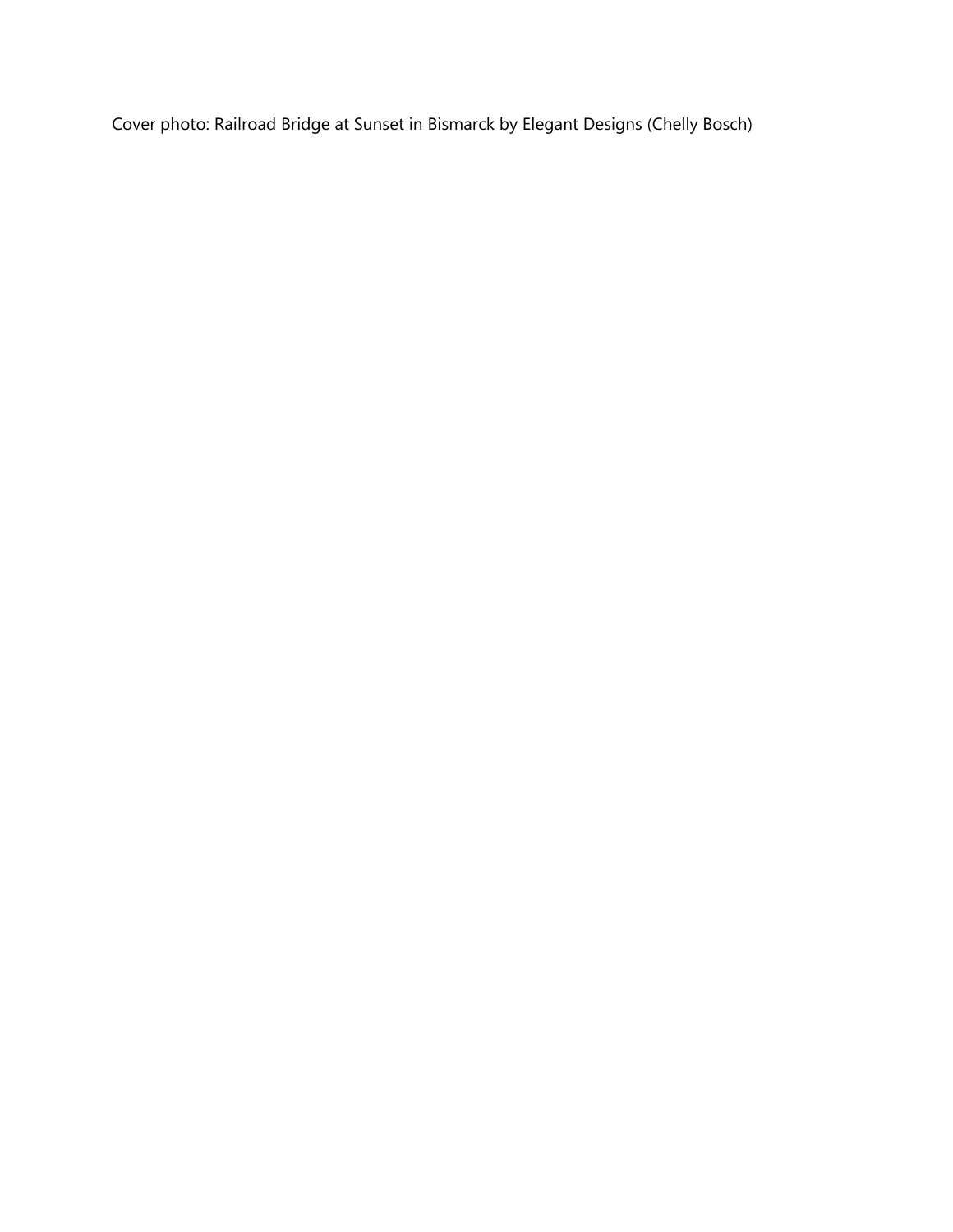Cover photo: Railroad Bridge at Sunset in Bismarck by Elegant Designs (Chelly Bosch)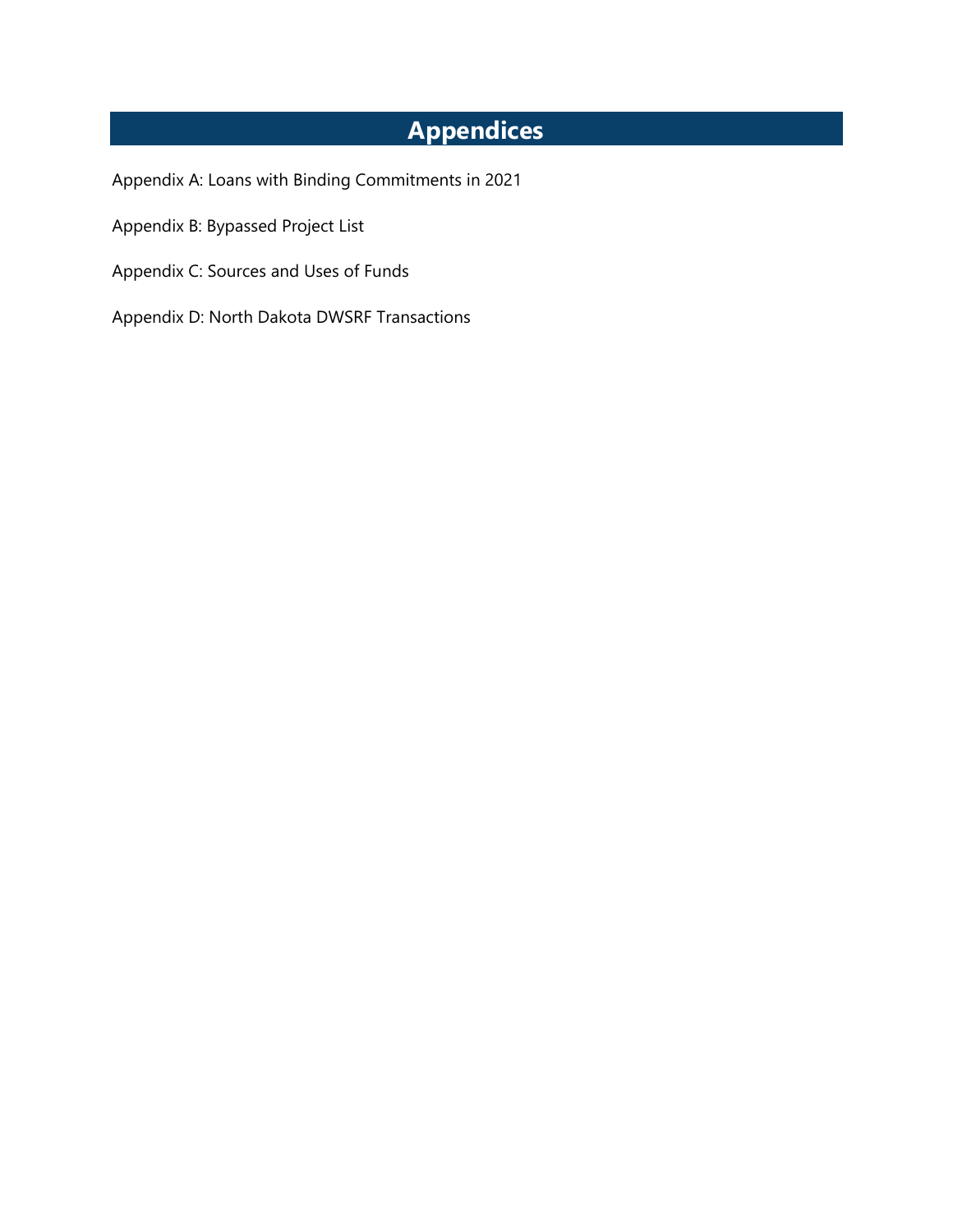# Appendices

Appendix A: Loans with Binding Commitments in 2021

Appendix B: Bypassed Project List

Appendix C: Sources and Uses of Funds

Appendix D: North Dakota DWSRF Transactions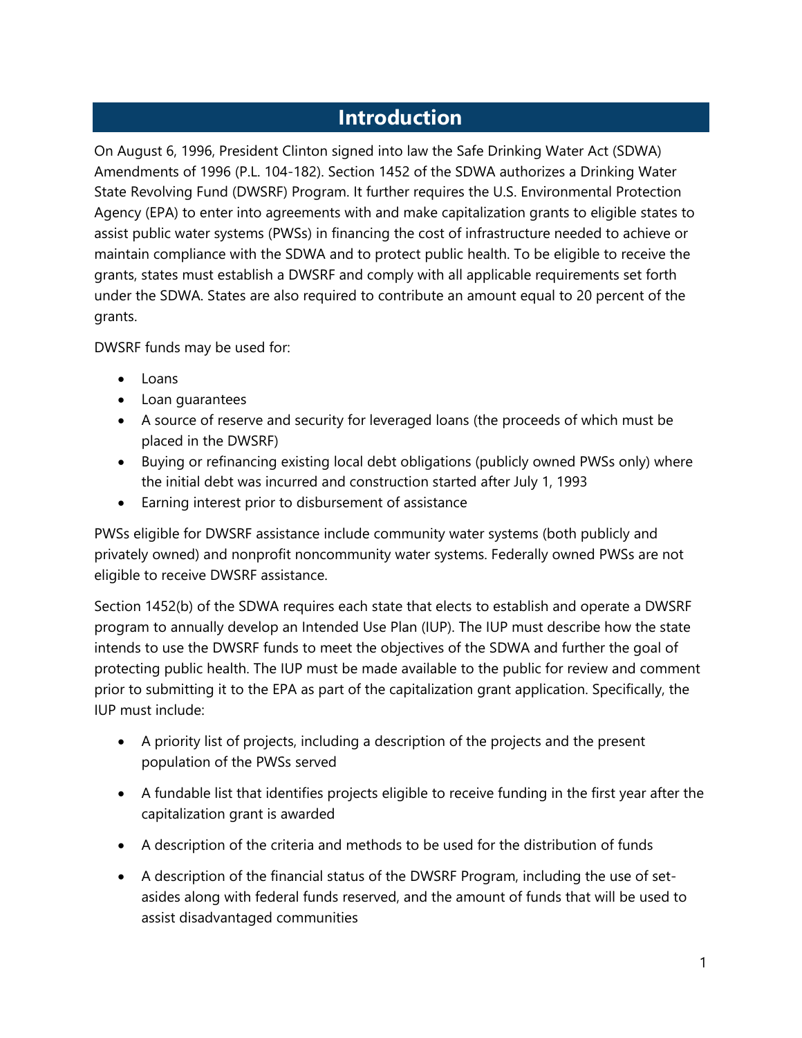# Introduction

On August 6, 1996, President Clinton signed into law the Safe Drinking Water Act (SDWA) Amendments of 1996 (P.L. 104-182). Section 1452 of the SDWA authorizes a Drinking Water State Revolving Fund (DWSRF) Program. It further requires the U.S. Environmental Protection Agency (EPA) to enter into agreements with and make capitalization grants to eligible states to assist public water systems (PWSs) in financing the cost of infrastructure needed to achieve or maintain compliance with the SDWA and to protect public health. To be eligible to receive the grants, states must establish a DWSRF and comply with all applicable requirements set forth under the SDWA. States are also required to contribute an amount equal to 20 percent of the grants.

DWSRF funds may be used for:

- Loans
- Loan guarantees
- A source of reserve and security for leveraged loans (the proceeds of which must be placed in the DWSRF)
- Buying or refinancing existing local debt obligations (publicly owned PWSs only) where the initial debt was incurred and construction started after July 1, 1993
- Earning interest prior to disbursement of assistance

PWSs eligible for DWSRF assistance include community water systems (both publicly and privately owned) and nonprofit noncommunity water systems. Federally owned PWSs are not eligible to receive DWSRF assistance.

Section 1452(b) of the SDWA requires each state that elects to establish and operate a DWSRF program to annually develop an Intended Use Plan (IUP). The IUP must describe how the state intends to use the DWSRF funds to meet the objectives of the SDWA and further the goal of protecting public health. The IUP must be made available to the public for review and comment prior to submitting it to the EPA as part of the capitalization grant application. Specifically, the IUP must include:

- A priority list of projects, including a description of the projects and the present population of the PWSs served
- A fundable list that identifies projects eligible to receive funding in the first year after the capitalization grant is awarded
- A description of the criteria and methods to be used for the distribution of funds
- A description of the financial status of the DWSRF Program, including the use of set-asides along with federal funds reserved, and the amount of funds that will be used to assist disadvantaged communities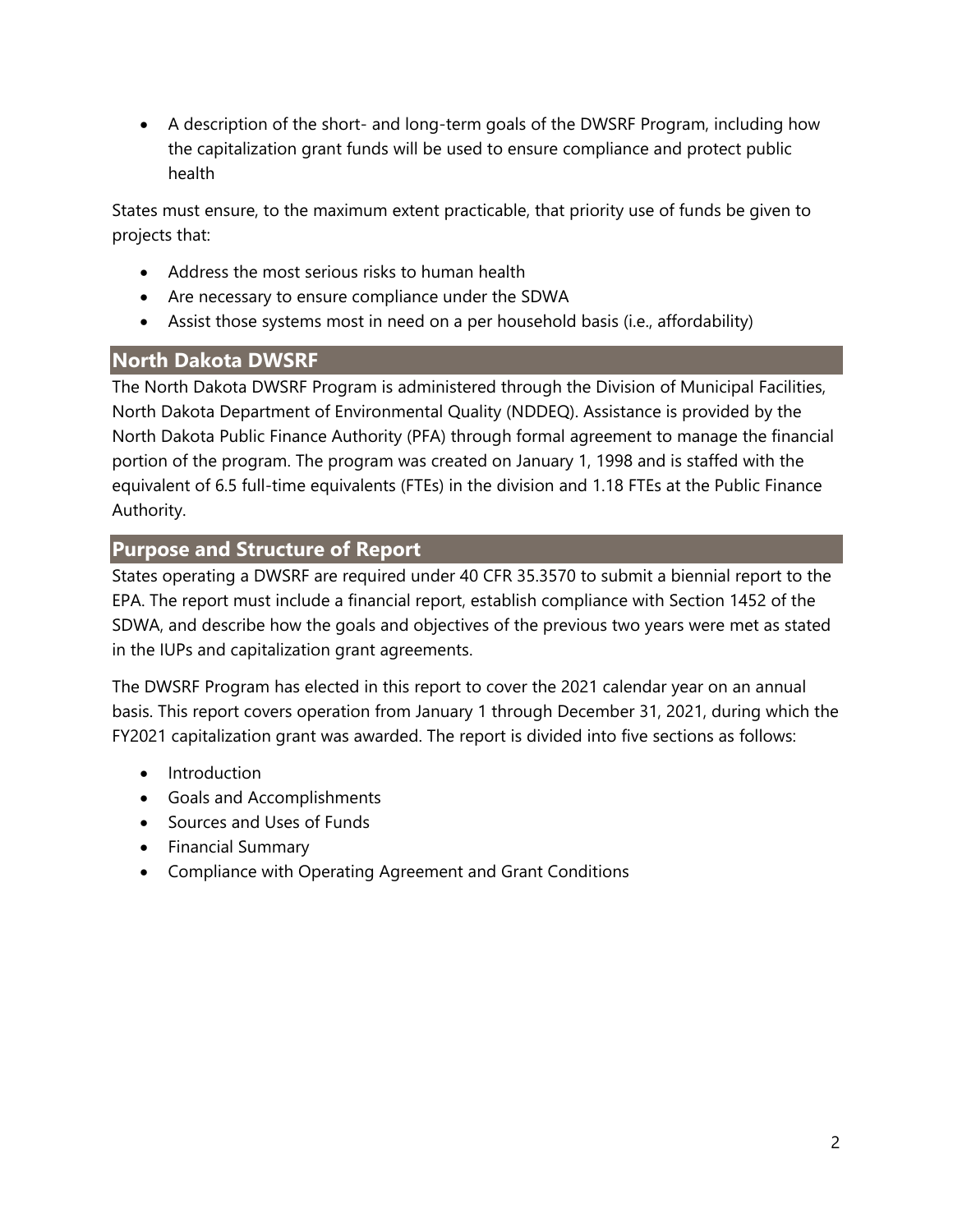- A description of the short- and long-term goals of the DWSRF Program, including how the capitalization grant funds will be used to ensure compliance and protect public health

States must ensure, to the maximum extent practicable, that priority use of funds be given to projects that:

- Address the most serious risks to human health
- Are necessary to ensure compliance under the SDWA
- Assist those systems most in need on a per household basis (i.e., affordability)

## North Dakota DWSRF

The North Dakota DWSRF Program is administered through the Division of Municipal Facilities, North Dakota Department of Environmental Quality (NDDEQ). Assistance is provided by the North Dakota Public Finance Authority (PFA) through formal agreement to manage the financial portion of the program. The program was created on January 1, 1998 and is staffed with the equivalent of 6.5 full-time equivalents (FTEs) in the division and 1.18 FTEs at the Public Finance Authority.

## Purpose and Structure of Report

States operating a DWSRF are required under 40 CFR 35.3570 to submit a biennial report to the EPA. The report must include a financial report, establish compliance with Section 1452 of the SDWA, and describe how the goals and objectives of the previous two years were met as stated in the IUPs and capitalization grant agreements.

The DWSRF Program has elected in this report to cover the 2021 calendar year on an annual basis. This report covers operation from January 1 through December 31, 2021, during which the FY2021 capitalization grant was awarded. The report is divided into five sections as follows:

- Introduction
- Goals and Accomplishments
- Sources and Uses of Funds
- Financial Summary
- Compliance with Operating Agreement and Grant Conditions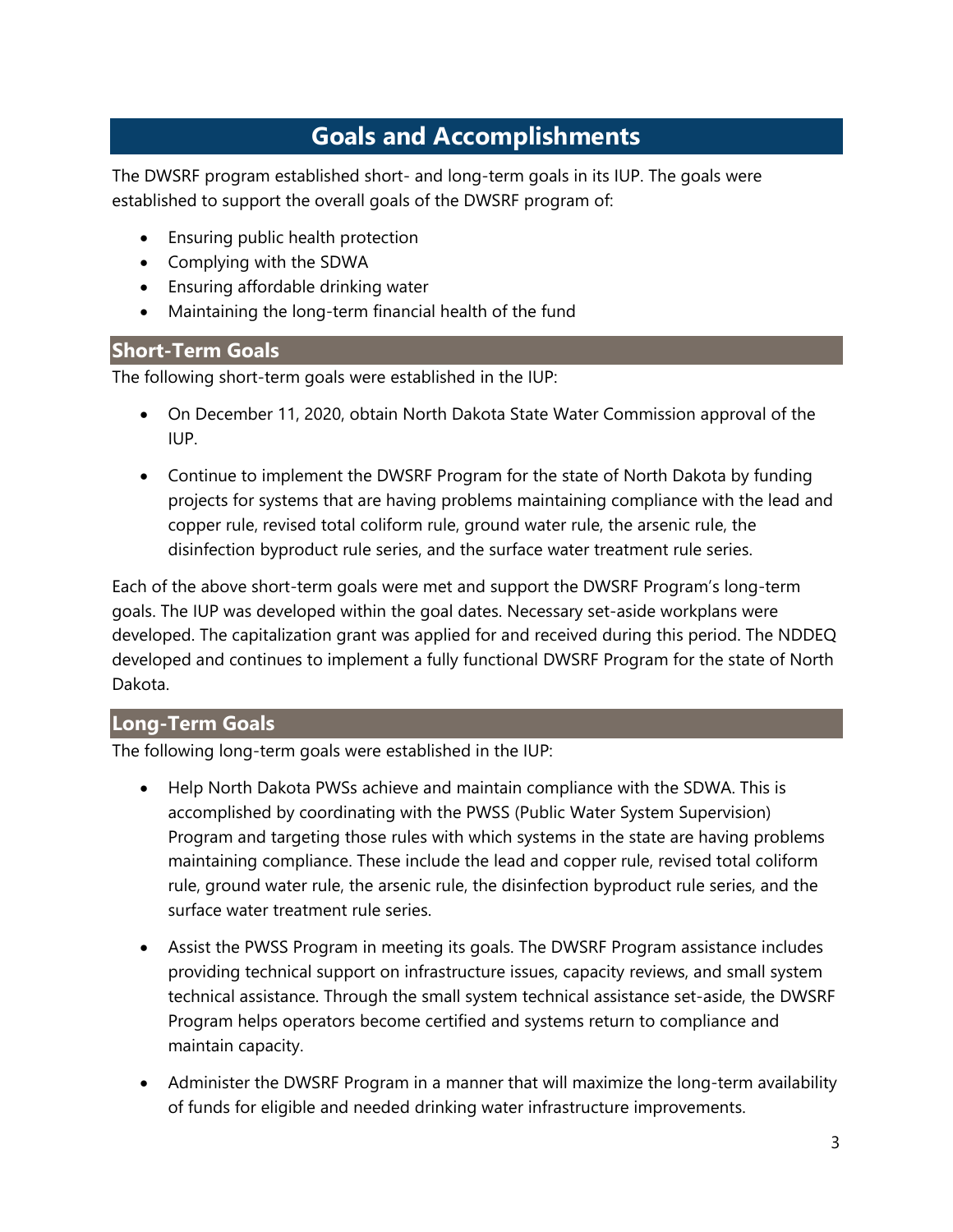# Goals and Accomplishments

The DWSRF program established short- and long-term goals in its IUP. The goals were established to support the overall goals of the DWSRF program of:

- Ensuring public health protection
- Complying with the SDWA
- Ensuring affordable drinking water
- Maintaining the long-term financial health of the fund

## Short-Term Goals

The following short-term goals were established in the IUP:

- On December 11, 2020, obtain North Dakota State Water Commission approval of the IUP.
- Continue to implement the DWSRF Program for the state of North Dakota by funding projects for systems that are having problems maintaining compliance with the lead and copper rule, revised total coliform rule, ground water rule, the arsenic rule, the disinfection byproduct rule series, and the surface water treatment rule series.

Each of the above short-term goals were met and support the DWSRF Program's long-term goals. The IUP was developed within the goal dates. Necessary set-aside workplans were developed. The capitalization grant was applied for and received during this period. The NDDEQ developed and continues to implement a fully functional DWSRF Program for the state of North Dakota.

## Long-Term Goals

The following long-term goals were established in the IUP:

- Help North Dakota PWSs achieve and maintain compliance with the SDWA. This is accomplished by coordinating with the PWSS (Public Water System Supervision) Program and targeting those rules with which systems in the state are having problems maintaining compliance. These include the lead and copper rule, revised total coliform rule, ground water rule, the arsenic rule, the disinfection byproduct rule series, and the surface water treatment rule series.
- Assist the PWSS Program in meeting its goals. The DWSRF Program assistance includes providing technical support on infrastructure issues, capacity reviews, and small system technical assistance. Through the small system technical assistance set-aside, the DWSRF Program helps operators become certified and systems return to compliance and maintain capacity.
- Administer the DWSRF Program in a manner that will maximize the long-term availability of funds for eligible and needed drinking water infrastructure improvements.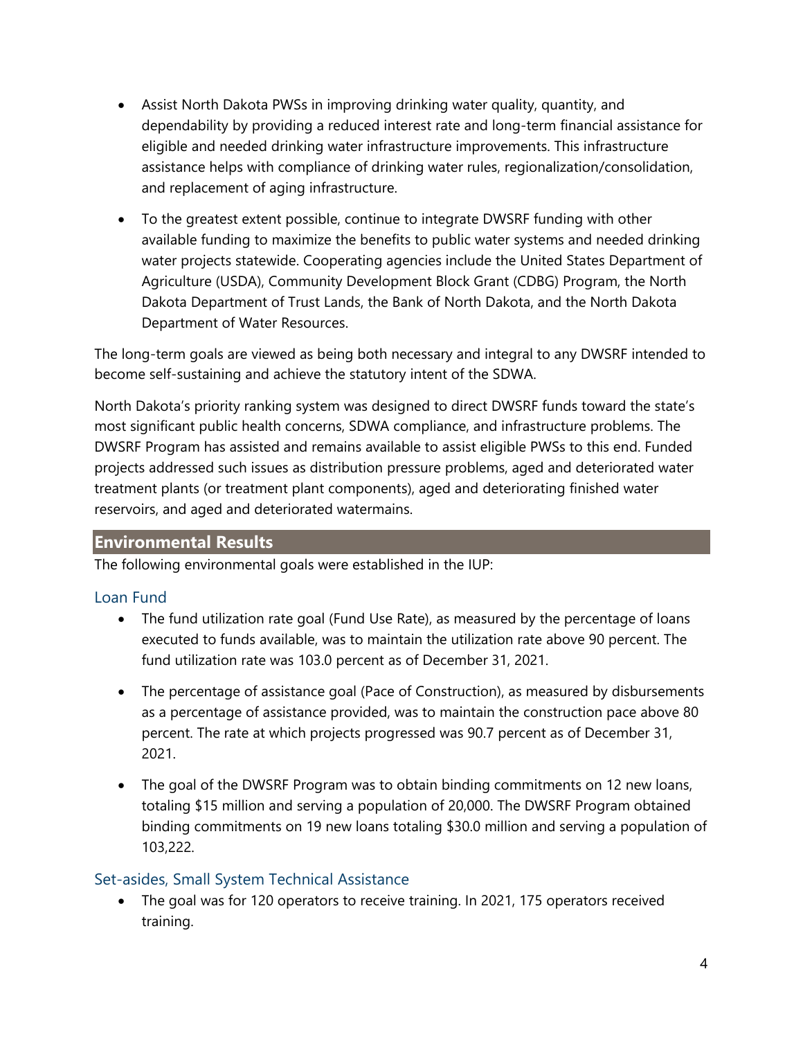- Assist North Dakota PWSs in improving drinking water quality, quantity, and dependability by providing a reduced interest rate and long-term financial assistance for eligible and needed drinking water infrastructure improvements. This infrastructure assistance helps with compliance of drinking water rules, regionalization/consolidation, and replacement of aging infrastructure.
- To the greatest extent possible, continue to integrate DWSRF funding with other available funding to maximize the benefits to public water systems and needed drinking water projects statewide. Cooperating agencies include the United States Department of Agriculture (USDA), Community Development Block Grant (CDBG) Program, the North Dakota Department of Trust Lands, the Bank of North Dakota, and the North Dakota Department of Water Resources.

The long-term goals are viewed as being both necessary and integral to any DWSRF intended to become self-sustaining and achieve the statutory intent of the SDWA.

North Dakota's priority ranking system was designed to direct DWSRF funds toward the state's most significant public health concerns, SDWA compliance, and infrastructure problems. The DWSRF Program has assisted and remains available to assist eligible PWSs to this end. Funded projects addressed such issues as distribution pressure problems, aged and deteriorated water treatment plants (or treatment plant components), aged and deteriorating finished water reservoirs, and aged and deteriorated watermains.

## Environmental Results

The following environmental goals were established in the IUP:

### Loan Fund

- The fund utilization rate goal (Fund Use Rate), as measured by the percentage of loans executed to funds available, was to maintain the utilization rate above 90 percent. The fund utilization rate was 103.0 percent as of December 31, 2021.
- The percentage of assistance goal (Pace of Construction), as measured by disbursements as a percentage of assistance provided, was to maintain the construction pace above 80 percent. The rate at which projects progressed was 90.7 percent as of December 31, 2021.
- The goal of the DWSRF Program was to obtain binding commitments on 12 new loans, totaling $15 million and serving a population of 20,000. The DWSRF Program obtained binding commitments on 19 new loans totaling $30.0 million and serving a population of 103,222.

### Set-asides, Small System Technical Assistance

- The goal was for 120 operators to receive training. In 2021, 175 operators received training.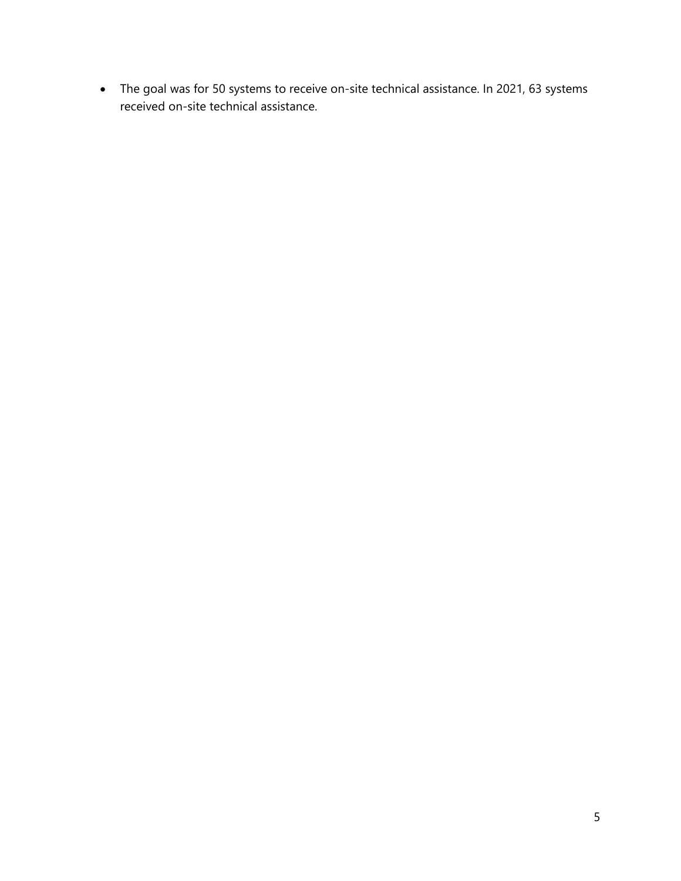- The goal was for 50 systems to receive on-site technical assistance. In 2021, 63 systems received on-site technical assistance.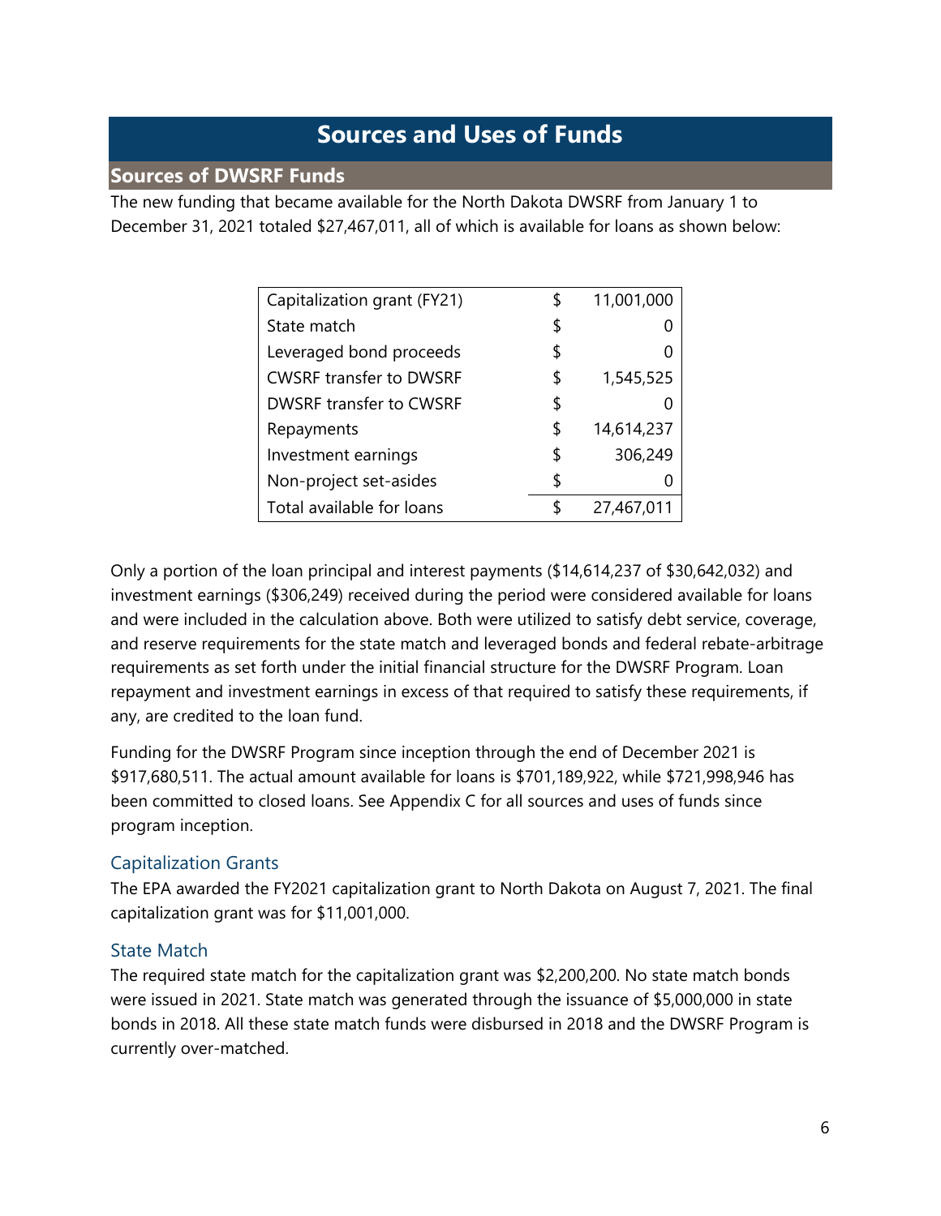# Sources and Uses of Funds

## Sources of DWSRF Funds

The new funding that became available for the North Dakota DWSRF from January 1 to December 31, 2021 totaled $27,467,011, all of which is available for loans as shown below:

| | | |
|---|---|---|
| Capitalization grant (FY21) | $ | 11,001,000 |
| State match | $ | 0 |
| Leveraged bond proceeds | $ | 0 |
| CWSRF transfer to DWSRF | $ | 1,545,525 |
| DWSRF transfer to CWSRF | $ | 0 |
| Repayments | $ | 14,614,237 |
| Investment earnings | $ | 306,249 |
| Non-project set-asides | $ | 0 |
| Total available for loans | $ | 27,467,011 |

Only a portion of the loan principal and interest payments ($14,614,237 of $30,642,032) and investment earnings ($306,249) received during the period were considered available for loans and were included in the calculation above. Both were utilized to satisfy debt service, coverage, and reserve requirements for the state match and leveraged bonds and federal rebate-arbitrage requirements as set forth under the initial financial structure for the DWSRF Program. Loan repayment and investment earnings in excess of that required to satisfy these requirements, if any, are credited to the loan fund.

Funding for the DWSRF Program since inception through the end of December 2021 is $917,680,511. The actual amount available for loans is $701,189,922, while $721,998,946 has been committed to closed loans. See Appendix C for all sources and uses of funds since program inception.

### Capitalization Grants

The EPA awarded the FY2021 capitalization grant to North Dakota on August 7, 2021. The final capitalization grant was for $11,001,000.

### State Match

The required state match for the capitalization grant was $2,200,200. No state match bonds were issued in 2021. State match was generated through the issuance of $5,000,000 in state bonds in 2018. All these state match funds were disbursed in 2018 and the DWSRF Program is currently over-matched.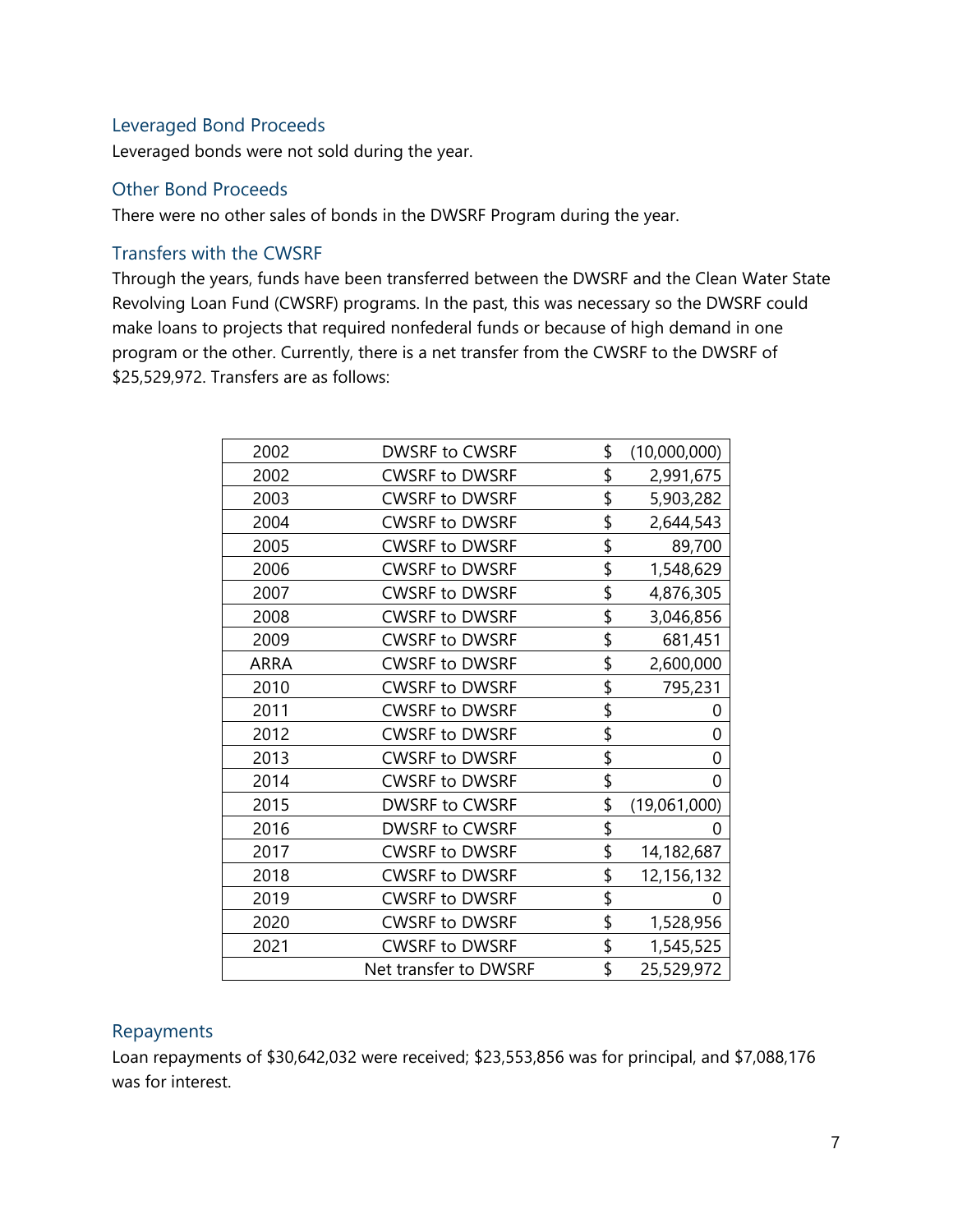### Leveraged Bond Proceeds

Leveraged bonds were not sold during the year.

### Other Bond Proceeds

There were no other sales of bonds in the DWSRF Program during the year.

### Transfers with the CWSRF

Through the years, funds have been transferred between the DWSRF and the Clean Water State Revolving Loan Fund (CWSRF) programs. In the past, this was necessary so the DWSRF could make loans to projects that required nonfederal funds or because of high demand in one program or the other. Currently, there is a net transfer from the CWSRF to the DWSRF of $25,529,972. Transfers are as follows:

| Year | Transfer | Amount |
|---|---|---|
| 2002 | DWSRF to CWSRF | $ (10,000,000) |
| 2002 | CWSRF to DWSRF | $ 2,991,675 |
| 2003 | CWSRF to DWSRF | $ 5,903,282 |
| 2004 | CWSRF to DWSRF | $ 2,644,543 |
| 2005 | CWSRF to DWSRF | $ 89,700 |
| 2006 | CWSRF to DWSRF | $ 1,548,629 |
| 2007 | CWSRF to DWSRF | $ 4,876,305 |
| 2008 | CWSRF to DWSRF | $ 3,046,856 |
| 2009 | CWSRF to DWSRF | $ 681,451 |
| ARRA | CWSRF to DWSRF | $ 2,600,000 |
| 2010 | CWSRF to DWSRF | $ 795,231 |
| 2011 | CWSRF to DWSRF | $ 0 |
| 2012 | CWSRF to DWSRF | $ 0 |
| 2013 | CWSRF to DWSRF | $ 0 |
| 2014 | CWSRF to DWSRF | $ 0 |
| 2015 | DWSRF to CWSRF | $ (19,061,000) |
| 2016 | DWSRF to CWSRF | $ 0 |
| 2017 | CWSRF to DWSRF | $ 14,182,687 |
| 2018 | CWSRF to DWSRF | $ 12,156,132 |
| 2019 | CWSRF to DWSRF | $ 0 |
| 2020 | CWSRF to DWSRF | $ 1,528,956 |
| 2021 | CWSRF to DWSRF | $ 1,545,525 |
| | Net transfer to DWSRF | $ 25,529,972 |

### Repayments

Loan repayments of $30,642,032 were received; $23,553,856 was for principal, and $7,088,176 was for interest.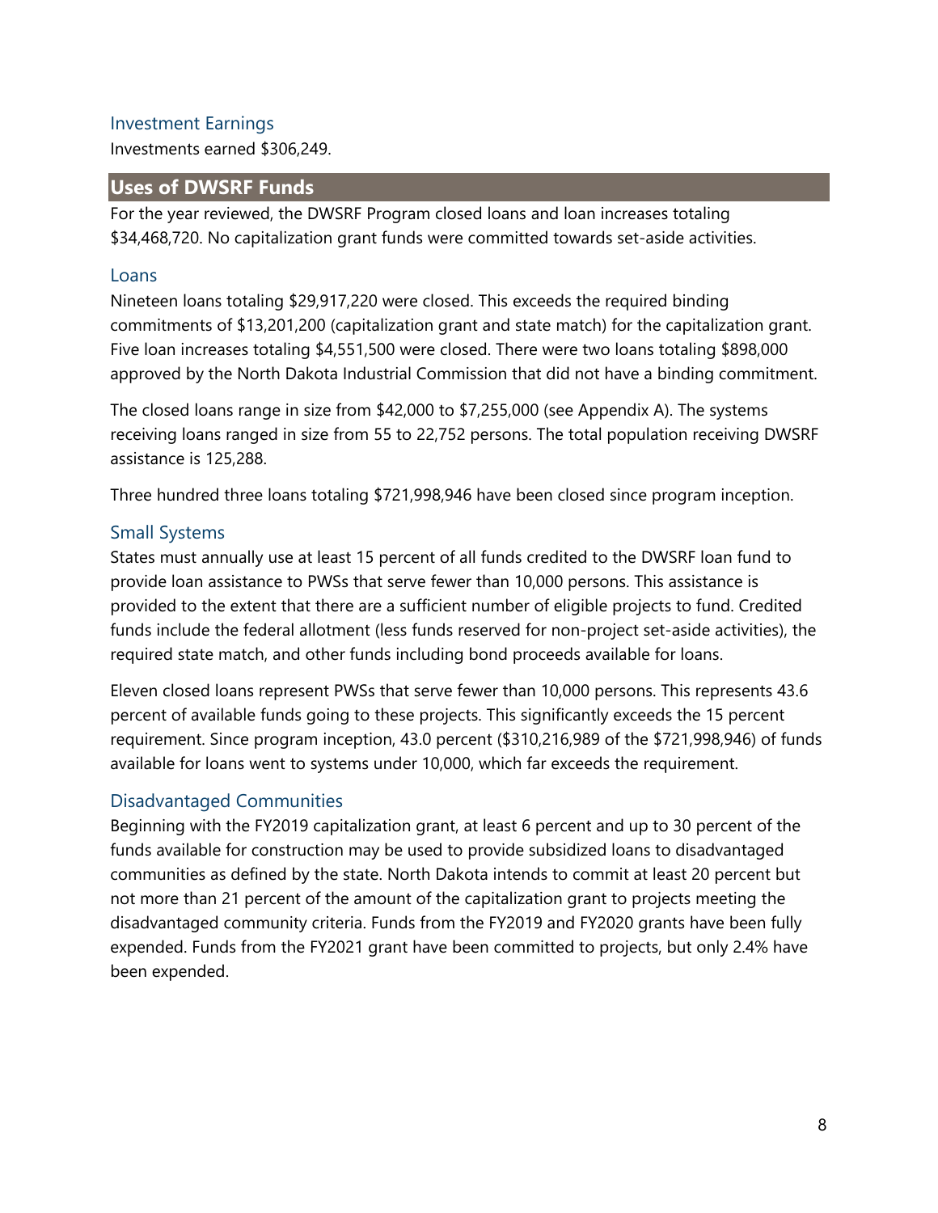### Investment Earnings

Investments earned $306,249.

## Uses of DWSRF Funds

For the year reviewed, the DWSRF Program closed loans and loan increases totaling $34,468,720. No capitalization grant funds were committed towards set-aside activities.

### Loans

Nineteen loans totaling $29,917,220 were closed. This exceeds the required binding commitments of $13,201,200 (capitalization grant and state match) for the capitalization grant. Five loan increases totaling $4,551,500 were closed. There were two loans totaling $898,000 approved by the North Dakota Industrial Commission that did not have a binding commitment.

The closed loans range in size from $42,000 to $7,255,000 (see Appendix A). The systems receiving loans ranged in size from 55 to 22,752 persons. The total population receiving DWSRF assistance is 125,288.

Three hundred three loans totaling $721,998,946 have been closed since program inception.

### Small Systems

States must annually use at least 15 percent of all funds credited to the DWSRF loan fund to provide loan assistance to PWSs that serve fewer than 10,000 persons. This assistance is provided to the extent that there are a sufficient number of eligible projects to fund. Credited funds include the federal allotment (less funds reserved for non-project set-aside activities), the required state match, and other funds including bond proceeds available for loans.

Eleven closed loans represent PWSs that serve fewer than 10,000 persons. This represents 43.6 percent of available funds going to these projects. This significantly exceeds the 15 percent requirement. Since program inception, 43.0 percent ($310,216,989 of the $721,998,946) of funds available for loans went to systems under 10,000, which far exceeds the requirement.

### Disadvantaged Communities

Beginning with the FY2019 capitalization grant, at least 6 percent and up to 30 percent of the funds available for construction may be used to provide subsidized loans to disadvantaged communities as defined by the state. North Dakota intends to commit at least 20 percent but not more than 21 percent of the amount of the capitalization grant to projects meeting the disadvantaged community criteria. Funds from the FY2019 and FY2020 grants have been fully expended. Funds from the FY2021 grant have been committed to projects, but only 2.4% have been expended.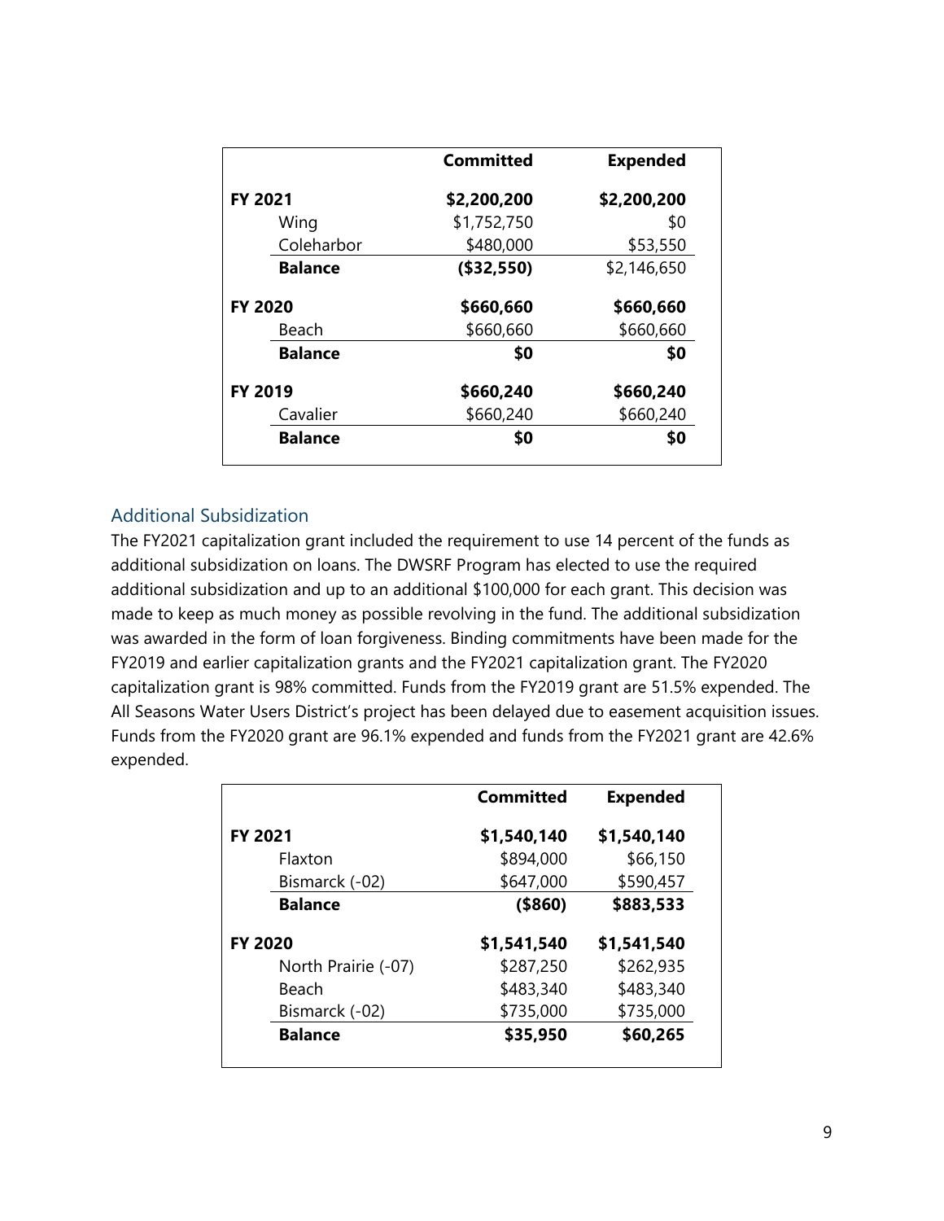| | Committed | Expended |
|---|---|---|
| **FY 2021** | **$2,200,200** | **$2,200,200** |
| Wing | $1,752,750 | $0 |
| Coleharbor | $480,000 | $53,550 |
| **Balance** | **($32,550)** | $2,146,650 |
| **FY 2020** | **$660,660** | **$660,660** |
| Beach | $660,660 | $660,660 |
| **Balance** | **$0** | **$0** |
| **FY 2019** | **$660,240** | **$660,240** |
| Cavalier | $660,240 | $660,240 |
| **Balance** | **$0** | **$0** |

## Additional Subsidization

The FY2021 capitalization grant included the requirement to use 14 percent of the funds as additional subsidization on loans. The DWSRF Program has elected to use the required additional subsidization and up to an additional $100,000 for each grant. This decision was made to keep as much money as possible revolving in the fund. The additional subsidization was awarded in the form of loan forgiveness. Binding commitments have been made for the FY2019 and earlier capitalization grants and the FY2021 capitalization grant. The FY2020 capitalization grant is 98% committed. Funds from the FY2019 grant are 51.5% expended. The All Seasons Water Users District's project has been delayed due to easement acquisition issues. Funds from the FY2020 grant are 96.1% expended and funds from the FY2021 grant are 42.6% expended.

| | Committed | Expended |
|---|---|---|
| **FY 2021** | **$1,540,140** | **$1,540,140** |
| Flaxton | $894,000 | $66,150 |
| Bismarck (-02) | $647,000 | $590,457 |
| **Balance** | **($860)** | **$883,533** |
| **FY 2020** | **$1,541,540** | **$1,541,540** |
| North Prairie (-07) | $287,250 | $262,935 |
| Beach | $483,340 | $483,340 |
| Bismarck (-02) | $735,000 | $735,000 |
| **Balance** | **$35,950** | **$60,265** |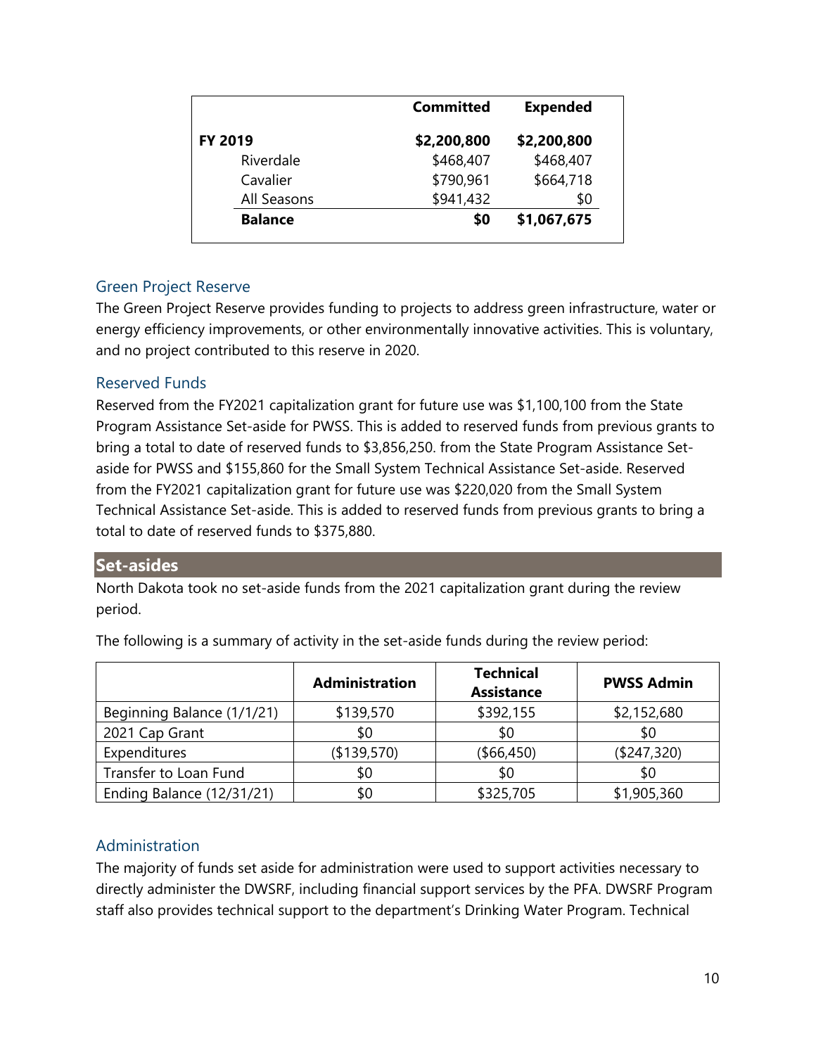| | Committed | Expended |
|---|---|---|
| **FY 2019** | **$2,200,800** | **$2,200,800** |
| Riverdale | $468,407 | $468,407 |
| Cavalier | $790,961 | $664,718 |
| All Seasons | $941,432 | $0 |
| **Balance** | **$0** | **$1,067,675** |

### Green Project Reserve

The Green Project Reserve provides funding to projects to address green infrastructure, water or energy efficiency improvements, or other environmentally innovative activities. This is voluntary, and no project contributed to this reserve in 2020.

### Reserved Funds

Reserved from the FY2021 capitalization grant for future use was $1,100,100 from the State Program Assistance Set-aside for PWSS. This is added to reserved funds from previous grants to bring a total to date of reserved funds to $3,856,250. from the State Program Assistance Set-aside for PWSS and $155,860 for the Small System Technical Assistance Set-aside. Reserved from the FY2021 capitalization grant for future use was $220,020 from the Small System Technical Assistance Set-aside. This is added to reserved funds from previous grants to bring a total to date of reserved funds to $375,880.

## Set-asides

North Dakota took no set-aside funds from the 2021 capitalization grant during the review period.

The following is a summary of activity in the set-aside funds during the review period:

| | Administration | Technical Assistance | PWSS Admin |
|---|---|---|---|
| Beginning Balance (1/1/21) | $139,570 | $392,155 | $2,152,680 |
| 2021 Cap Grant | $0 | $0 | $0 |
| Expenditures | ($139,570) | ($66,450) | ($247,320) |
| Transfer to Loan Fund | $0 | $0 | $0 |
| Ending Balance (12/31/21) | $0 | $325,705 | $1,905,360 |

### Administration

The majority of funds set aside for administration were used to support activities necessary to directly administer the DWSRF, including financial support services by the PFA. DWSRF Program staff also provides technical support to the department's Drinking Water Program. Technical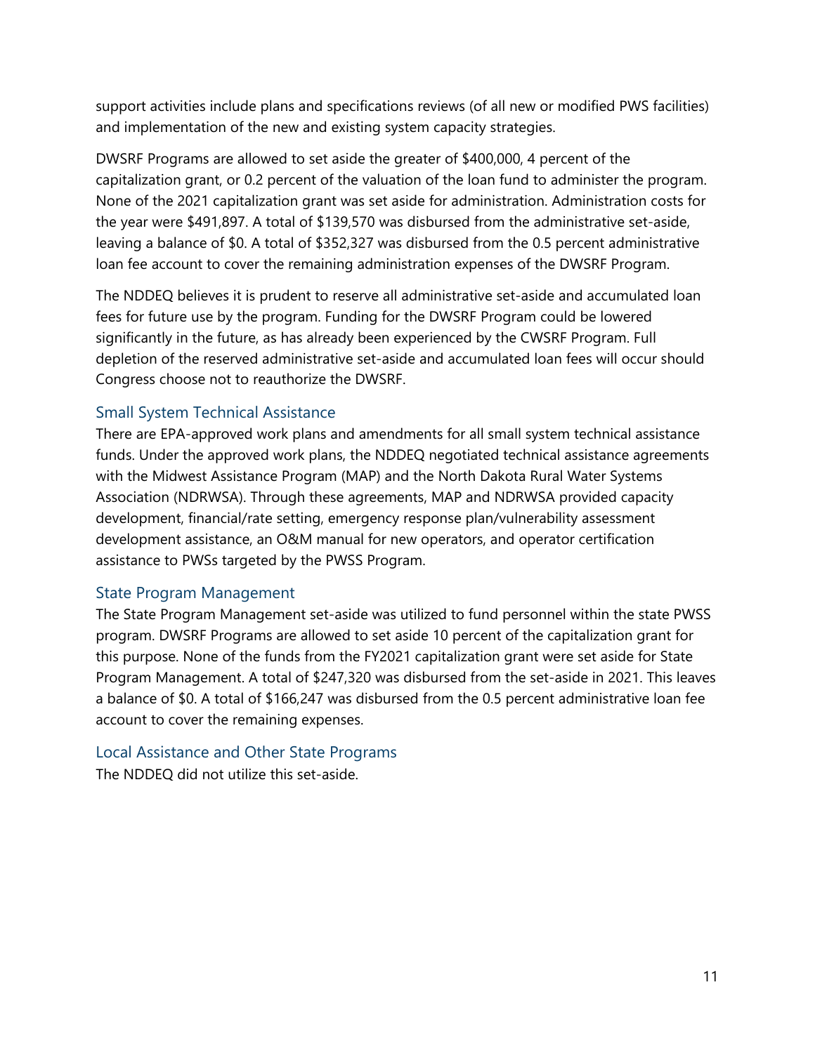support activities include plans and specifications reviews (of all new or modified PWS facilities) and implementation of the new and existing system capacity strategies.

DWSRF Programs are allowed to set aside the greater of $400,000, 4 percent of the capitalization grant, or 0.2 percent of the valuation of the loan fund to administer the program. None of the 2021 capitalization grant was set aside for administration. Administration costs for the year were $491,897. A total of $139,570 was disbursed from the administrative set-aside, leaving a balance of $0. A total of $352,327 was disbursed from the 0.5 percent administrative loan fee account to cover the remaining administration expenses of the DWSRF Program.

The NDDEQ believes it is prudent to reserve all administrative set-aside and accumulated loan fees for future use by the program. Funding for the DWSRF Program could be lowered significantly in the future, as has already been experienced by the CWSRF Program. Full depletion of the reserved administrative set-aside and accumulated loan fees will occur should Congress choose not to reauthorize the DWSRF.

## Small System Technical Assistance

There are EPA-approved work plans and amendments for all small system technical assistance funds. Under the approved work plans, the NDDEQ negotiated technical assistance agreements with the Midwest Assistance Program (MAP) and the North Dakota Rural Water Systems Association (NDRWSA). Through these agreements, MAP and NDRWSA provided capacity development, financial/rate setting, emergency response plan/vulnerability assessment development assistance, an O&M manual for new operators, and operator certification assistance to PWSs targeted by the PWSS Program.

## State Program Management

The State Program Management set-aside was utilized to fund personnel within the state PWSS program. DWSRF Programs are allowed to set aside 10 percent of the capitalization grant for this purpose. None of the funds from the FY2021 capitalization grant were set aside for State Program Management. A total of $247,320 was disbursed from the set-aside in 2021. This leaves a balance of $0. A total of $166,247 was disbursed from the 0.5 percent administrative loan fee account to cover the remaining expenses.

## Local Assistance and Other State Programs

The NDDEQ did not utilize this set-aside.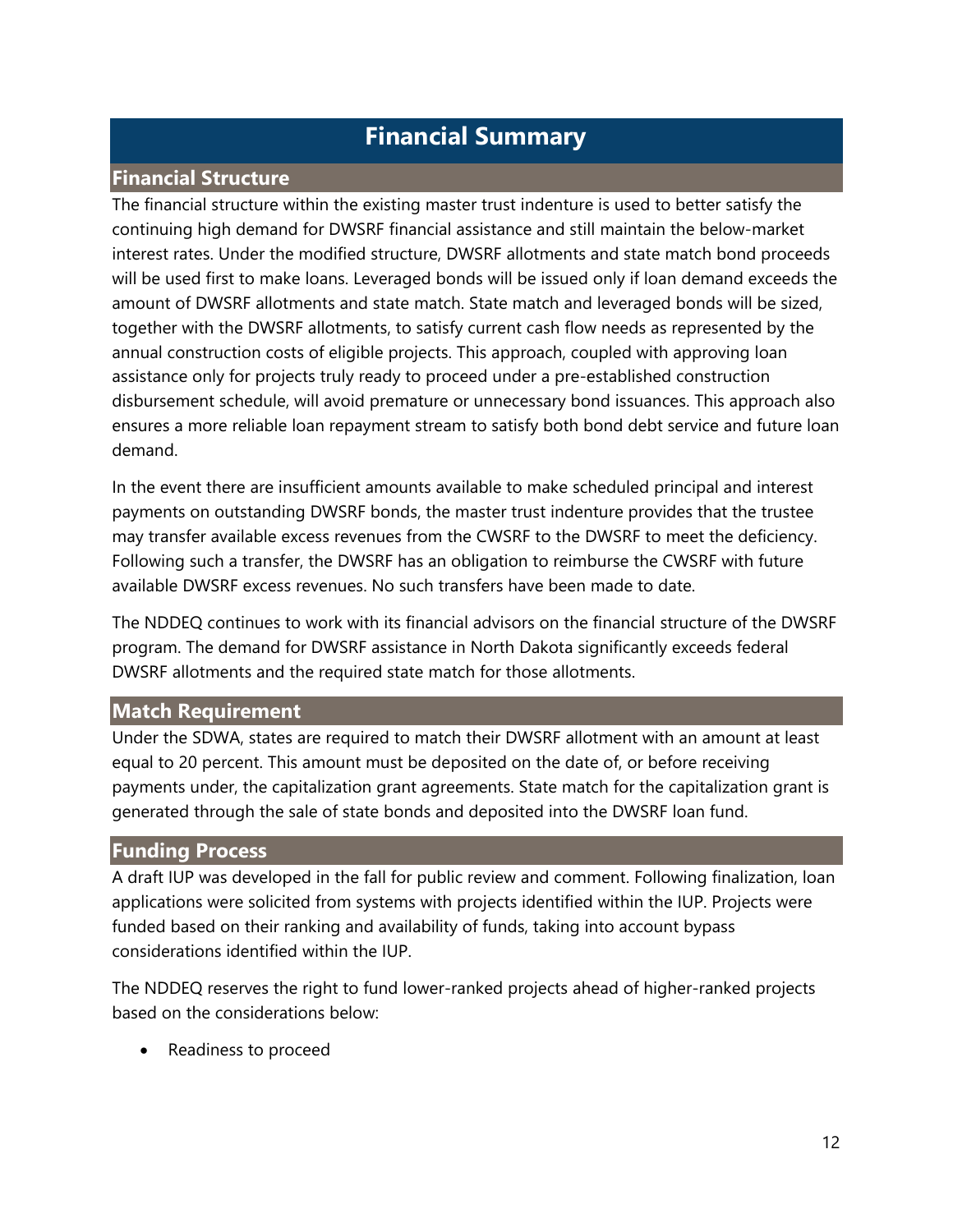# Financial Summary

## Financial Structure

The financial structure within the existing master trust indenture is used to better satisfy the continuing high demand for DWSRF financial assistance and still maintain the below-market interest rates. Under the modified structure, DWSRF allotments and state match bond proceeds will be used first to make loans. Leveraged bonds will be issued only if loan demand exceeds the amount of DWSRF allotments and state match. State match and leveraged bonds will be sized, together with the DWSRF allotments, to satisfy current cash flow needs as represented by the annual construction costs of eligible projects. This approach, coupled with approving loan assistance only for projects truly ready to proceed under a pre-established construction disbursement schedule, will avoid premature or unnecessary bond issuances. This approach also ensures a more reliable loan repayment stream to satisfy both bond debt service and future loan demand.

In the event there are insufficient amounts available to make scheduled principal and interest payments on outstanding DWSRF bonds, the master trust indenture provides that the trustee may transfer available excess revenues from the CWSRF to the DWSRF to meet the deficiency. Following such a transfer, the DWSRF has an obligation to reimburse the CWSRF with future available DWSRF excess revenues. No such transfers have been made to date.

The NDDEQ continues to work with its financial advisors on the financial structure of the DWSRF program. The demand for DWSRF assistance in North Dakota significantly exceeds federal DWSRF allotments and the required state match for those allotments.

## Match Requirement

Under the SDWA, states are required to match their DWSRF allotment with an amount at least equal to 20 percent. This amount must be deposited on the date of, or before receiving payments under, the capitalization grant agreements. State match for the capitalization grant is generated through the sale of state bonds and deposited into the DWSRF loan fund.

## Funding Process

A draft IUP was developed in the fall for public review and comment. Following finalization, loan applications were solicited from systems with projects identified within the IUP. Projects were funded based on their ranking and availability of funds, taking into account bypass considerations identified within the IUP.

The NDDEQ reserves the right to fund lower-ranked projects ahead of higher-ranked projects based on the considerations below:

- Readiness to proceed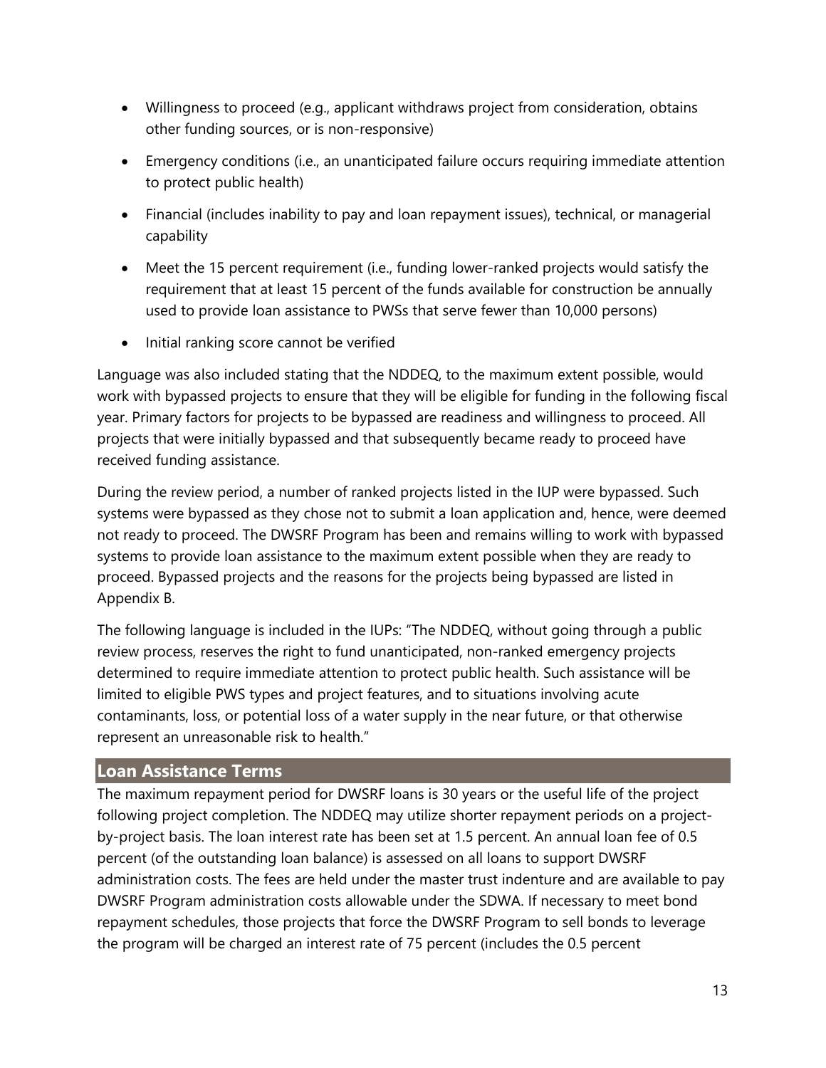- Willingness to proceed (e.g., applicant withdraws project from consideration, obtains other funding sources, or is non-responsive)
- Emergency conditions (i.e., an unanticipated failure occurs requiring immediate attention to protect public health)
- Financial (includes inability to pay and loan repayment issues), technical, or managerial capability
- Meet the 15 percent requirement (i.e., funding lower-ranked projects would satisfy the requirement that at least 15 percent of the funds available for construction be annually used to provide loan assistance to PWSs that serve fewer than 10,000 persons)
- Initial ranking score cannot be verified

Language was also included stating that the NDDEQ, to the maximum extent possible, would work with bypassed projects to ensure that they will be eligible for funding in the following fiscal year. Primary factors for projects to be bypassed are readiness and willingness to proceed. All projects that were initially bypassed and that subsequently became ready to proceed have received funding assistance.

During the review period, a number of ranked projects listed in the IUP were bypassed. Such systems were bypassed as they chose not to submit a loan application and, hence, were deemed not ready to proceed. The DWSRF Program has been and remains willing to work with bypassed systems to provide loan assistance to the maximum extent possible when they are ready to proceed. Bypassed projects and the reasons for the projects being bypassed are listed in Appendix B.

The following language is included in the IUPs: "The NDDEQ, without going through a public review process, reserves the right to fund unanticipated, non-ranked emergency projects determined to require immediate attention to protect public health. Such assistance will be limited to eligible PWS types and project features, and to situations involving acute contaminants, loss, or potential loss of a water supply in the near future, or that otherwise represent an unreasonable risk to health."

## Loan Assistance Terms

The maximum repayment period for DWSRF loans is 30 years or the useful life of the project following project completion. The NDDEQ may utilize shorter repayment periods on a project-by-project basis. The loan interest rate has been set at 1.5 percent. An annual loan fee of 0.5 percent (of the outstanding loan balance) is assessed on all loans to support DWSRF administration costs. The fees are held under the master trust indenture and are available to pay DWSRF Program administration costs allowable under the SDWA. If necessary to meet bond repayment schedules, those projects that force the DWSRF Program to sell bonds to leverage the program will be charged an interest rate of 75 percent (includes the 0.5 percent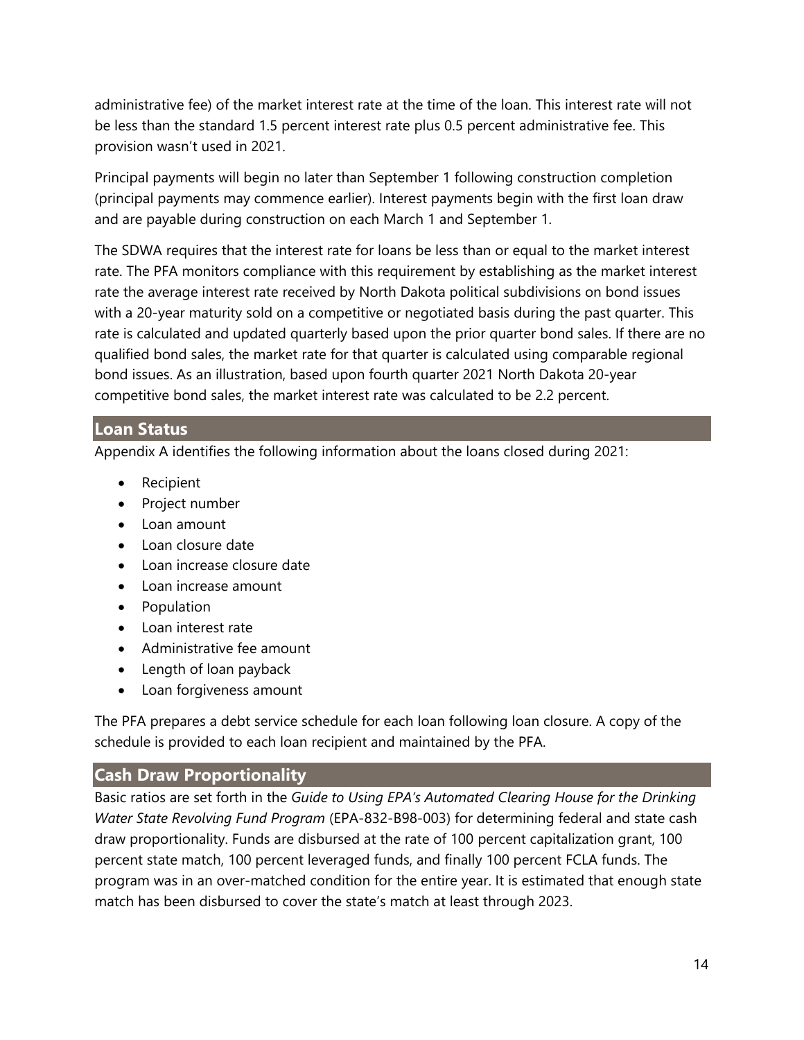administrative fee) of the market interest rate at the time of the loan. This interest rate will not be less than the standard 1.5 percent interest rate plus 0.5 percent administrative fee. This provision wasn't used in 2021.

Principal payments will begin no later than September 1 following construction completion (principal payments may commence earlier). Interest payments begin with the first loan draw and are payable during construction on each March 1 and September 1.

The SDWA requires that the interest rate for loans be less than or equal to the market interest rate. The PFA monitors compliance with this requirement by establishing as the market interest rate the average interest rate received by North Dakota political subdivisions on bond issues with a 20-year maturity sold on a competitive or negotiated basis during the past quarter. This rate is calculated and updated quarterly based upon the prior quarter bond sales. If there are no qualified bond sales, the market rate for that quarter is calculated using comparable regional bond issues. As an illustration, based upon fourth quarter 2021 North Dakota 20-year competitive bond sales, the market interest rate was calculated to be 2.2 percent.

## Loan Status

Appendix A identifies the following information about the loans closed during 2021:

- Recipient
- Project number
- Loan amount
- Loan closure date
- Loan increase closure date
- Loan increase amount
- Population
- Loan interest rate
- Administrative fee amount
- Length of loan payback
- Loan forgiveness amount

The PFA prepares a debt service schedule for each loan following loan closure. A copy of the schedule is provided to each loan recipient and maintained by the PFA.

## Cash Draw Proportionality

Basic ratios are set forth in the *Guide to Using EPA's Automated Clearing House for the Drinking Water State Revolving Fund Program* (EPA-832-B98-003) for determining federal and state cash draw proportionality. Funds are disbursed at the rate of 100 percent capitalization grant, 100 percent state match, 100 percent leveraged funds, and finally 100 percent FCLA funds. The program was in an over-matched condition for the entire year. It is estimated that enough state match has been disbursed to cover the state's match at least through 2023.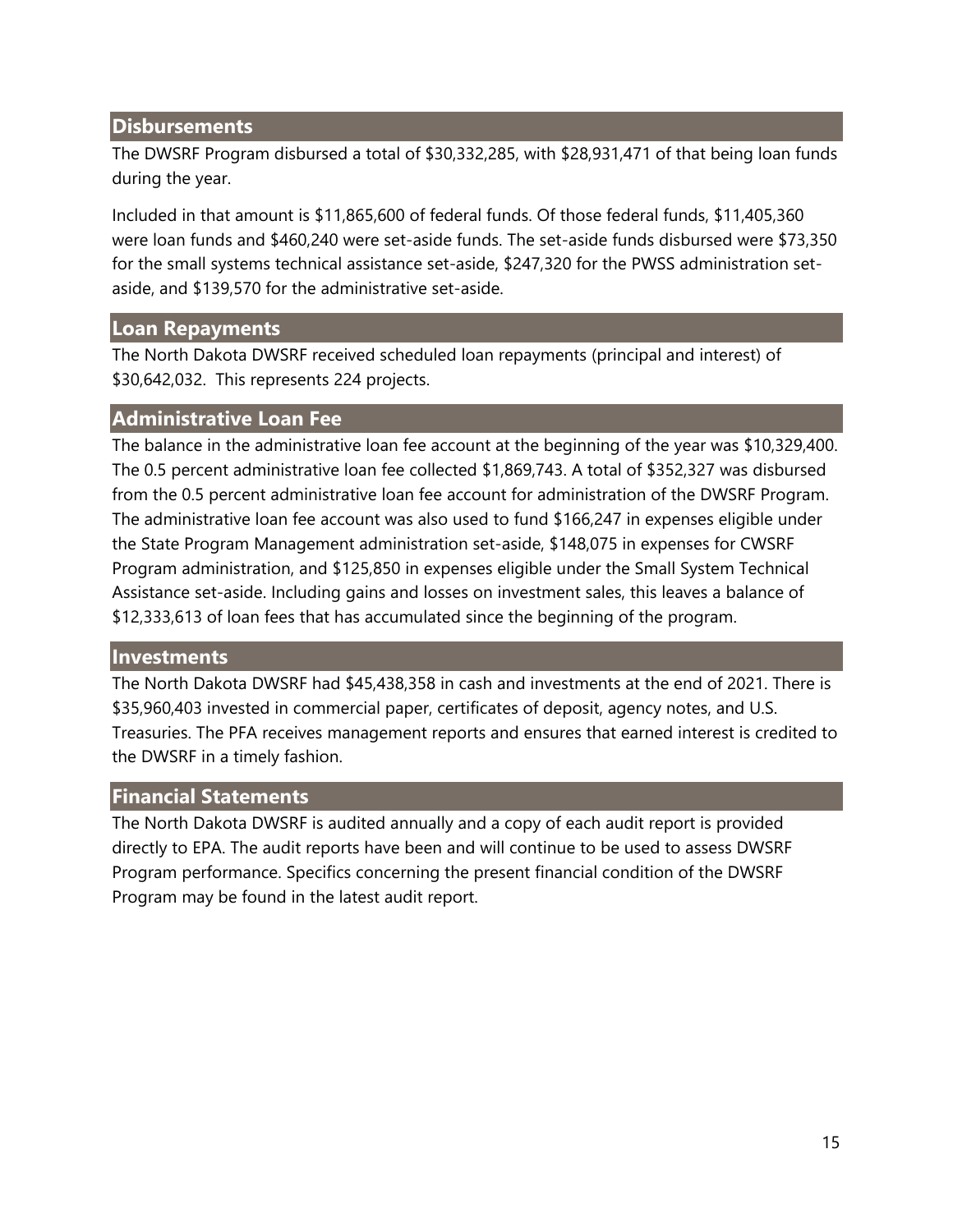## Disbursements

The DWSRF Program disbursed a total of $30,332,285, with $28,931,471 of that being loan funds during the year.

Included in that amount is $11,865,600 of federal funds. Of those federal funds, $11,405,360 were loan funds and $460,240 were set-aside funds. The set-aside funds disbursed were $73,350 for the small systems technical assistance set-aside, $247,320 for the PWSS administration set-aside, and $139,570 for the administrative set-aside.

## Loan Repayments

The North Dakota DWSRF received scheduled loan repayments (principal and interest) of $30,642,032. This represents 224 projects.

## Administrative Loan Fee

The balance in the administrative loan fee account at the beginning of the year was $10,329,400. The 0.5 percent administrative loan fee collected $1,869,743. A total of $352,327 was disbursed from the 0.5 percent administrative loan fee account for administration of the DWSRF Program. The administrative loan fee account was also used to fund $166,247 in expenses eligible under the State Program Management administration set-aside, $148,075 in expenses for CWSRF Program administration, and $125,850 in expenses eligible under the Small System Technical Assistance set-aside. Including gains and losses on investment sales, this leaves a balance of $12,333,613 of loan fees that has accumulated since the beginning of the program.

## Investments

The North Dakota DWSRF had $45,438,358 in cash and investments at the end of 2021. There is $35,960,403 invested in commercial paper, certificates of deposit, agency notes, and U.S. Treasuries. The PFA receives management reports and ensures that earned interest is credited to the DWSRF in a timely fashion.

## Financial Statements

The North Dakota DWSRF is audited annually and a copy of each audit report is provided directly to EPA. The audit reports have been and will continue to be used to assess DWSRF Program performance. Specifics concerning the present financial condition of the DWSRF Program may be found in the latest audit report.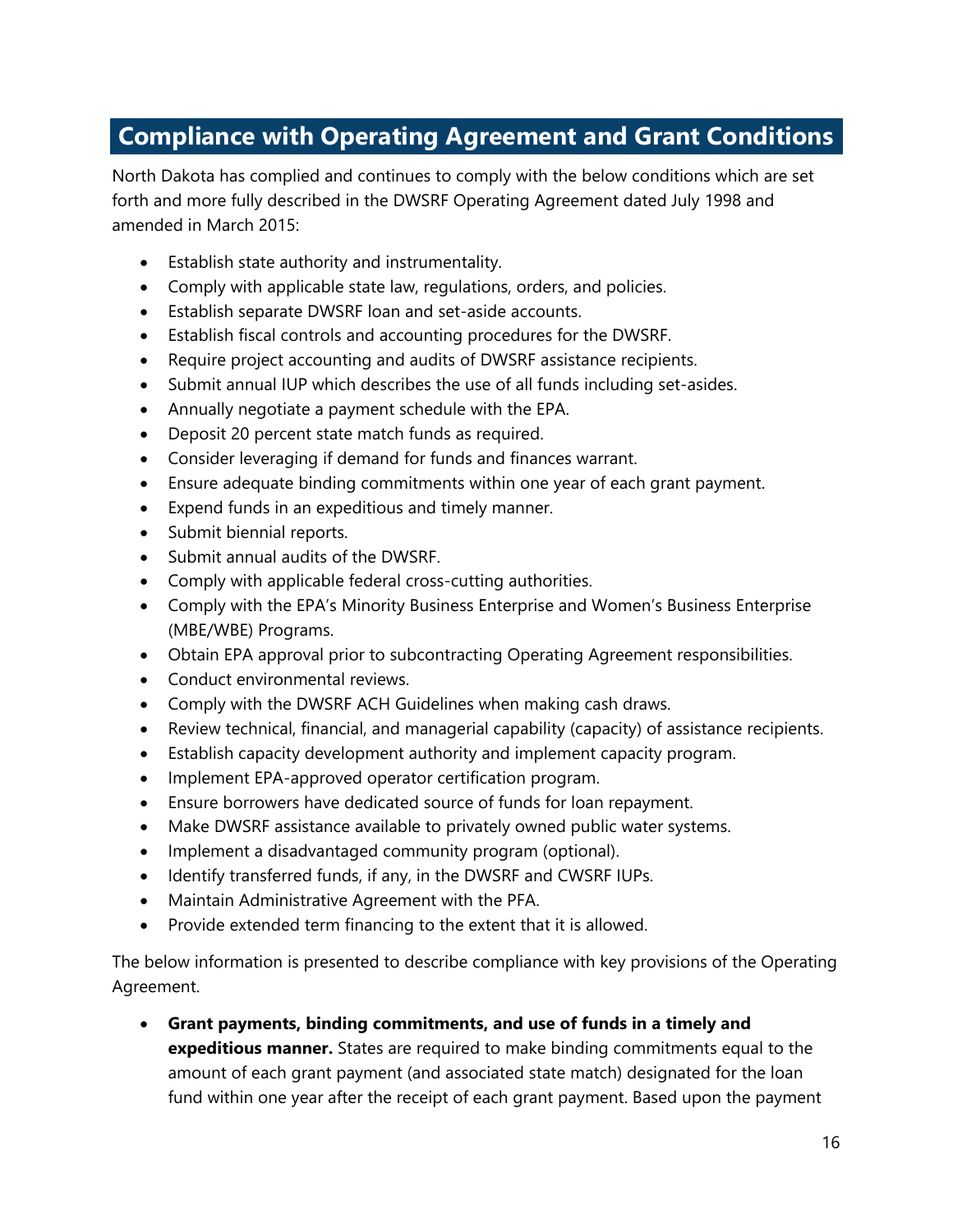## Compliance with Operating Agreement and Grant Conditions

North Dakota has complied and continues to comply with the below conditions which are set forth and more fully described in the DWSRF Operating Agreement dated July 1998 and amended in March 2015:

- Establish state authority and instrumentality.
- Comply with applicable state law, regulations, orders, and policies.
- Establish separate DWSRF loan and set-aside accounts.
- Establish fiscal controls and accounting procedures for the DWSRF.
- Require project accounting and audits of DWSRF assistance recipients.
- Submit annual IUP which describes the use of all funds including set-asides.
- Annually negotiate a payment schedule with the EPA.
- Deposit 20 percent state match funds as required.
- Consider leveraging if demand for funds and finances warrant.
- Ensure adequate binding commitments within one year of each grant payment.
- Expend funds in an expeditious and timely manner.
- Submit biennial reports.
- Submit annual audits of the DWSRF.
- Comply with applicable federal cross-cutting authorities.
- Comply with the EPA's Minority Business Enterprise and Women's Business Enterprise (MBE/WBE) Programs.
- Obtain EPA approval prior to subcontracting Operating Agreement responsibilities.
- Conduct environmental reviews.
- Comply with the DWSRF ACH Guidelines when making cash draws.
- Review technical, financial, and managerial capability (capacity) of assistance recipients.
- Establish capacity development authority and implement capacity program.
- Implement EPA-approved operator certification program.
- Ensure borrowers have dedicated source of funds for loan repayment.
- Make DWSRF assistance available to privately owned public water systems.
- Implement a disadvantaged community program (optional).
- Identify transferred funds, if any, in the DWSRF and CWSRF IUPs.
- Maintain Administrative Agreement with the PFA.
- Provide extended term financing to the extent that it is allowed.

The below information is presented to describe compliance with key provisions of the Operating Agreement.

- **Grant payments, binding commitments, and use of funds in a timely and expeditious manner.** States are required to make binding commitments equal to the amount of each grant payment (and associated state match) designated for the loan fund within one year after the receipt of each grant payment. Based upon the payment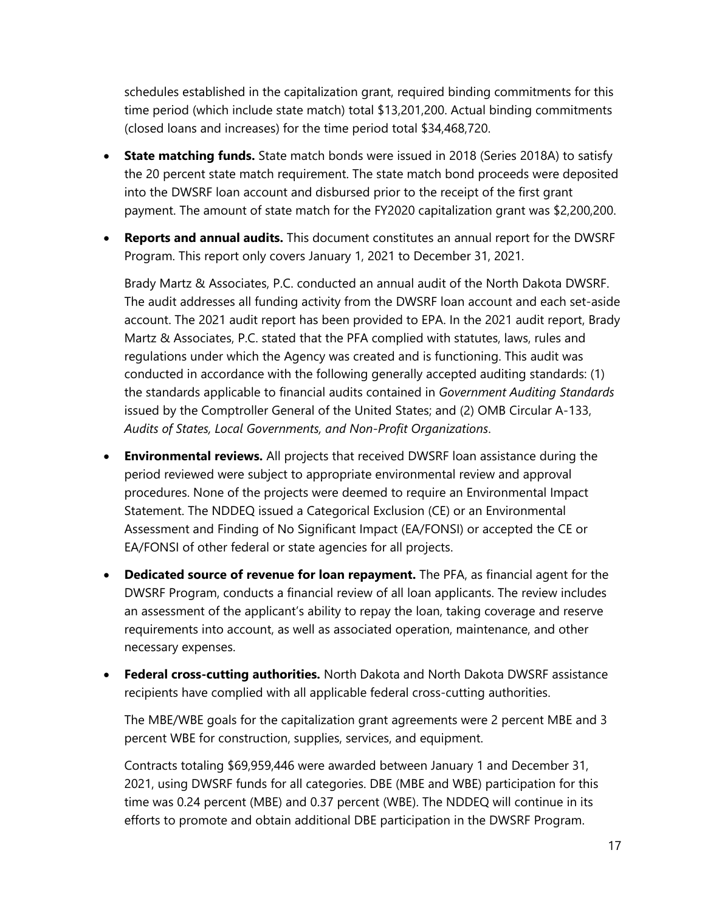schedules established in the capitalization grant, required binding commitments for this time period (which include state match) total $13,201,200. Actual binding commitments (closed loans and increases) for the time period total $34,468,720.

- **State matching funds.** State match bonds were issued in 2018 (Series 2018A) to satisfy the 20 percent state match requirement. The state match bond proceeds were deposited into the DWSRF loan account and disbursed prior to the receipt of the first grant payment. The amount of state match for the FY2020 capitalization grant was $2,200,200.

- **Reports and annual audits.** This document constitutes an annual report for the DWSRF Program. This report only covers January 1, 2021 to December 31, 2021.

  Brady Martz & Associates, P.C. conducted an annual audit of the North Dakota DWSRF. The audit addresses all funding activity from the DWSRF loan account and each set-aside account. The 2021 audit report has been provided to EPA. In the 2021 audit report, Brady Martz & Associates, P.C. stated that the PFA complied with statutes, laws, rules and regulations under which the Agency was created and is functioning. This audit was conducted in accordance with the following generally accepted auditing standards: (1) the standards applicable to financial audits contained in *Government Auditing Standards* issued by the Comptroller General of the United States; and (2) OMB Circular A-133, *Audits of States, Local Governments, and Non-Profit Organizations*.

- **Environmental reviews.** All projects that received DWSRF loan assistance during the period reviewed were subject to appropriate environmental review and approval procedures. None of the projects were deemed to require an Environmental Impact Statement. The NDDEQ issued a Categorical Exclusion (CE) or an Environmental Assessment and Finding of No Significant Impact (EA/FONSI) or accepted the CE or EA/FONSI of other federal or state agencies for all projects.

- **Dedicated source of revenue for loan repayment.** The PFA, as financial agent for the DWSRF Program, conducts a financial review of all loan applicants. The review includes an assessment of the applicant's ability to repay the loan, taking coverage and reserve requirements into account, as well as associated operation, maintenance, and other necessary expenses.

- **Federal cross-cutting authorities.** North Dakota and North Dakota DWSRF assistance recipients have complied with all applicable federal cross-cutting authorities.

  The MBE/WBE goals for the capitalization grant agreements were 2 percent MBE and 3 percent WBE for construction, supplies, services, and equipment.

  Contracts totaling $69,959,446 were awarded between January 1 and December 31, 2021, using DWSRF funds for all categories. DBE (MBE and WBE) participation for this time was 0.24 percent (MBE) and 0.37 percent (WBE). The NDDEQ will continue in its efforts to promote and obtain additional DBE participation in the DWSRF Program.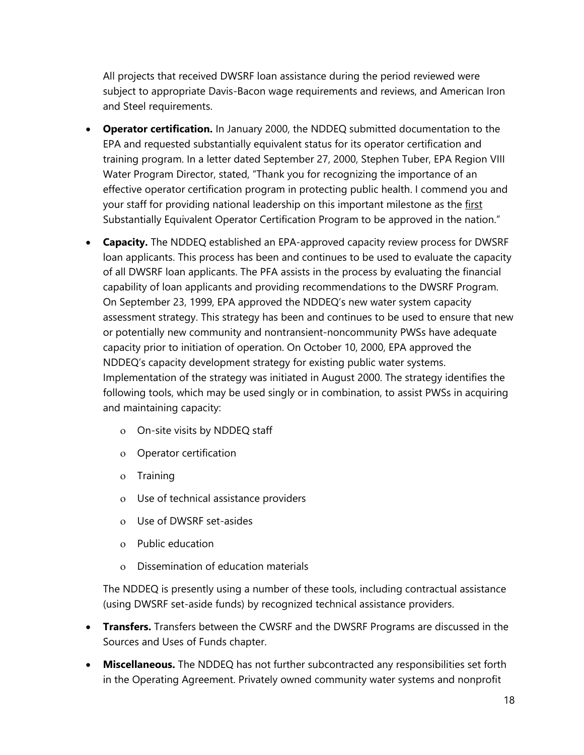All projects that received DWSRF loan assistance during the period reviewed were subject to appropriate Davis-Bacon wage requirements and reviews, and American Iron and Steel requirements.

- **Operator certification.** In January 2000, the NDDEQ submitted documentation to the EPA and requested substantially equivalent status for its operator certification and training program. In a letter dated September 27, 2000, Stephen Tuber, EPA Region VIII Water Program Director, stated, "Thank you for recognizing the importance of an effective operator certification program in protecting public health. I commend you and your staff for providing national leadership on this important milestone as the first Substantially Equivalent Operator Certification Program to be approved in the nation."

- **Capacity.** The NDDEQ established an EPA-approved capacity review process for DWSRF loan applicants. This process has been and continues to be used to evaluate the capacity of all DWSRF loan applicants. The PFA assists in the process by evaluating the financial capability of loan applicants and providing recommendations to the DWSRF Program. On September 23, 1999, EPA approved the NDDEQ's new water system capacity assessment strategy. This strategy has been and continues to be used to ensure that new or potentially new community and nontransient-noncommunity PWSs have adequate capacity prior to initiation of operation. On October 10, 2000, EPA approved the NDDEQ's capacity development strategy for existing public water systems. Implementation of the strategy was initiated in August 2000. The strategy identifies the following tools, which may be used singly or in combination, to assist PWSs in acquiring and maintaining capacity:

  - On-site visits by NDDEQ staff
  - Operator certification
  - Training
  - Use of technical assistance providers
  - Use of DWSRF set-asides
  - Public education
  - Dissemination of education materials

  The NDDEQ is presently using a number of these tools, including contractual assistance (using DWSRF set-aside funds) by recognized technical assistance providers.

- **Transfers.** Transfers between the CWSRF and the DWSRF Programs are discussed in the Sources and Uses of Funds chapter.

- **Miscellaneous.** The NDDEQ has not further subcontracted any responsibilities set forth in the Operating Agreement. Privately owned community water systems and nonprofit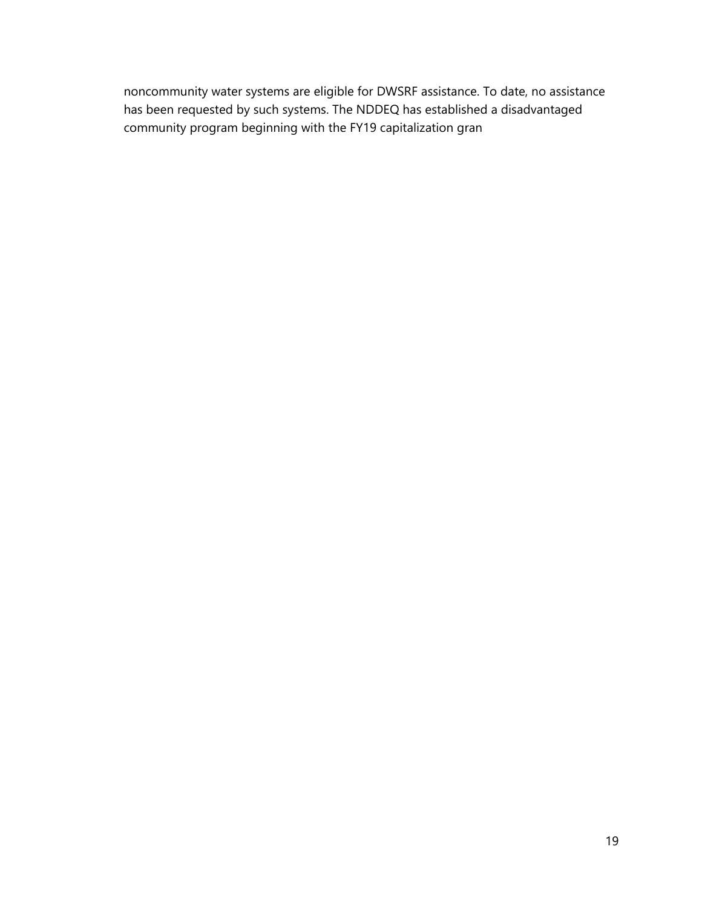noncommunity water systems are eligible for DWSRF assistance. To date, no assistance has been requested by such systems. The NDDEQ has established a disadvantaged community program beginning with the FY19 capitalization gran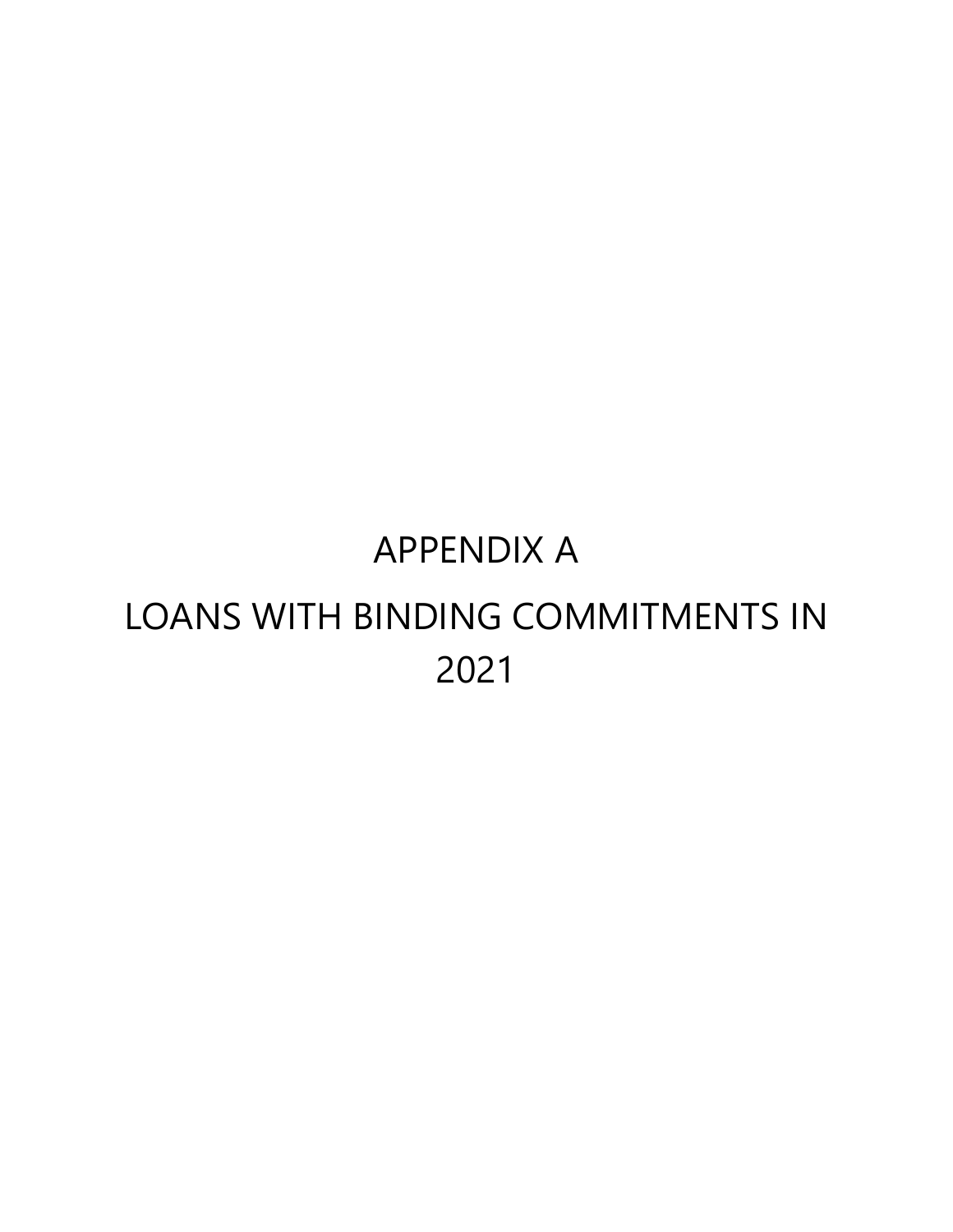# APPENDIX A

# LOANS WITH BINDING COMMITMENTS IN 2021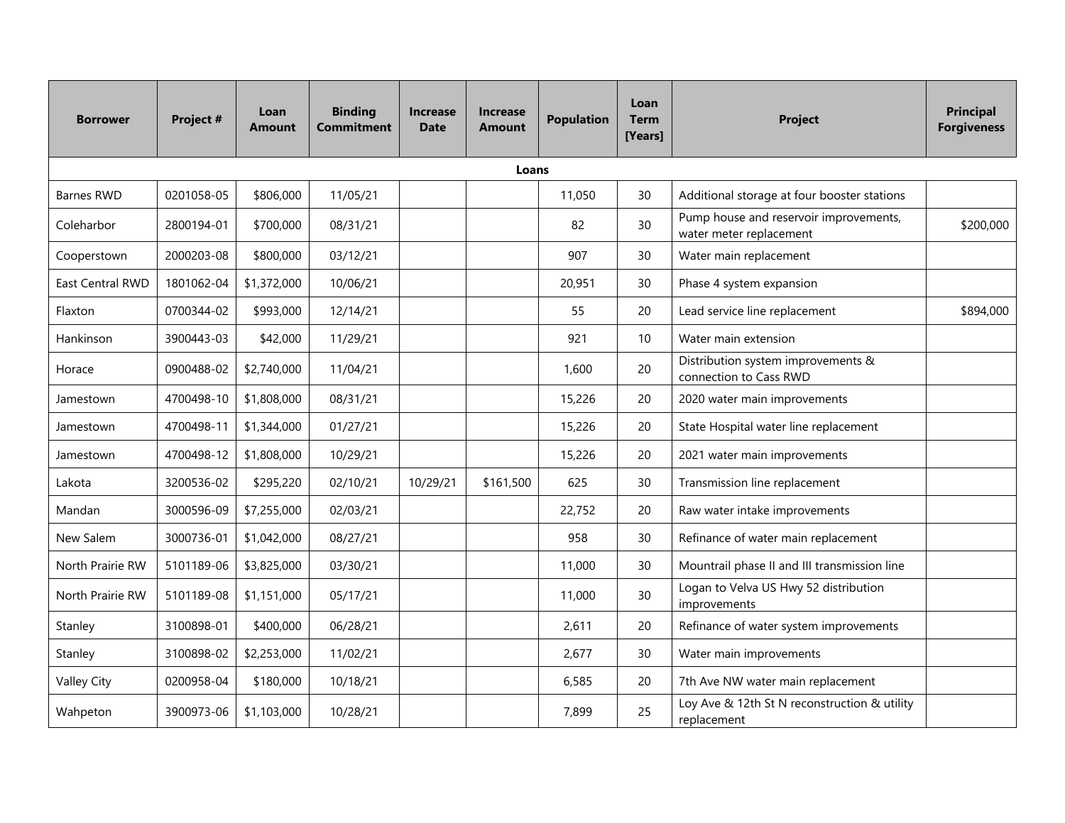| Borrower | Project # | Loan Amount | Binding Commitment | Increase Date | Increase Amount | Population | Loan Term [Years] | Project | Principal Forgiveness |
|---|---|---|---|---|---|---|---|---|---|
| **Loans** | | | | | | | | | |
| Barnes RWD | 0201058-05 | $806,000 | 11/05/21 | | | 11,050 | 30 | Additional storage at four booster stations | |
| Coleharbor | 2800194-01 | $700,000 | 08/31/21 | | | 82 | 30 | Pump house and reservoir improvements, water meter replacement | $200,000 |
| Cooperstown | 2000203-08 | $800,000 | 03/12/21 | | | 907 | 30 | Water main replacement | |
| East Central RWD | 1801062-04 | $1,372,000 | 10/06/21 | | | 20,951 | 30 | Phase 4 system expansion | |
| Flaxton | 0700344-02 | $993,000 | 12/14/21 | | | 55 | 20 | Lead service line replacement | $894,000 |
| Hankinson | 3900443-03 | $42,000 | 11/29/21 | | | 921 | 10 | Water main extension | |
| Horace | 0900488-02 | $2,740,000 | 11/04/21 | | | 1,600 | 20 | Distribution system improvements & connection to Cass RWD | |
| Jamestown | 4700498-10 | $1,808,000 | 08/31/21 | | | 15,226 | 20 | 2020 water main improvements | |
| Jamestown | 4700498-11 | $1,344,000 | 01/27/21 | | | 15,226 | 20 | State Hospital water line replacement | |
| Jamestown | 4700498-12 | $1,808,000 | 10/29/21 | | | 15,226 | 20 | 2021 water main improvements | |
| Lakota | 3200536-02 | $295,220 | 02/10/21 | 10/29/21 | $161,500 | 625 | 30 | Transmission line replacement | |
| Mandan | 3000596-09 | $7,255,000 | 02/03/21 | | | 22,752 | 20 | Raw water intake improvements | |
| New Salem | 3000736-01 | $1,042,000 | 08/27/21 | | | 958 | 30 | Refinance of water main replacement | |
| North Prairie RW | 5101189-06 | $3,825,000 | 03/30/21 | | | 11,000 | 30 | Mountrail phase II and III transmission line | |
| North Prairie RW | 5101189-08 | $1,151,000 | 05/17/21 | | | 11,000 | 30 | Logan to Velva US Hwy 52 distribution improvements | |
| Stanley | 3100898-01 | $400,000 | 06/28/21 | | | 2,611 | 20 | Refinance of water system improvements | |
| Stanley | 3100898-02 | $2,253,000 | 11/02/21 | | | 2,677 | 30 | Water main improvements | |
| Valley City | 0200958-04 | $180,000 | 10/18/21 | | | 6,585 | 20 | 7th Ave NW water main replacement | |
| Wahpeton | 3900973-06 | $1,103,000 | 10/28/21 | | | 7,899 | 25 | Loy Ave & 12th St N reconstruction & utility replacement | |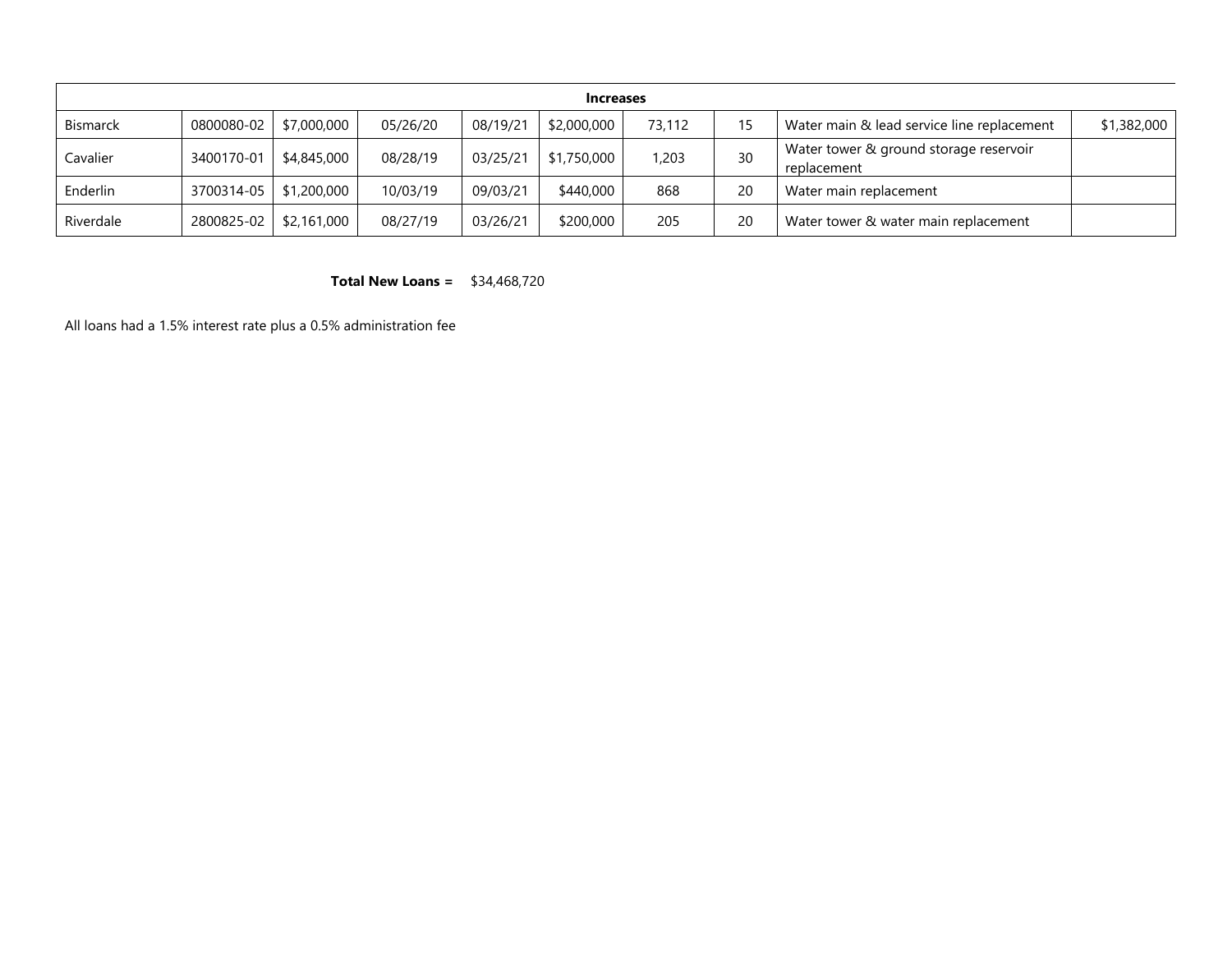| Increases | | | | | | | | | |
|---|---|---|---|---|---|---|---|---|---|
| Bismarck | 0800080-02 | $7,000,000 | 05/26/20 | 08/19/21 | $2,000,000 | 73,112 | 15 | Water main & lead service line replacement | $1,382,000 |
| Cavalier | 3400170-01 | $4,845,000 | 08/28/19 | 03/25/21 | $1,750,000 | 1,203 | 30 | Water tower & ground storage reservoir replacement | |
| Enderlin | 3700314-05 | $1,200,000 | 10/03/19 | 09/03/21 | $440,000 | 868 | 20 | Water main replacement | |
| Riverdale | 2800825-02 | $2,161,000 | 08/27/19 | 03/26/21 | $200,000 | 205 | 20 | Water tower & water main replacement | |

**Total New Loans =** $34,468,720

All loans had a 1.5% interest rate plus a 0.5% administration fee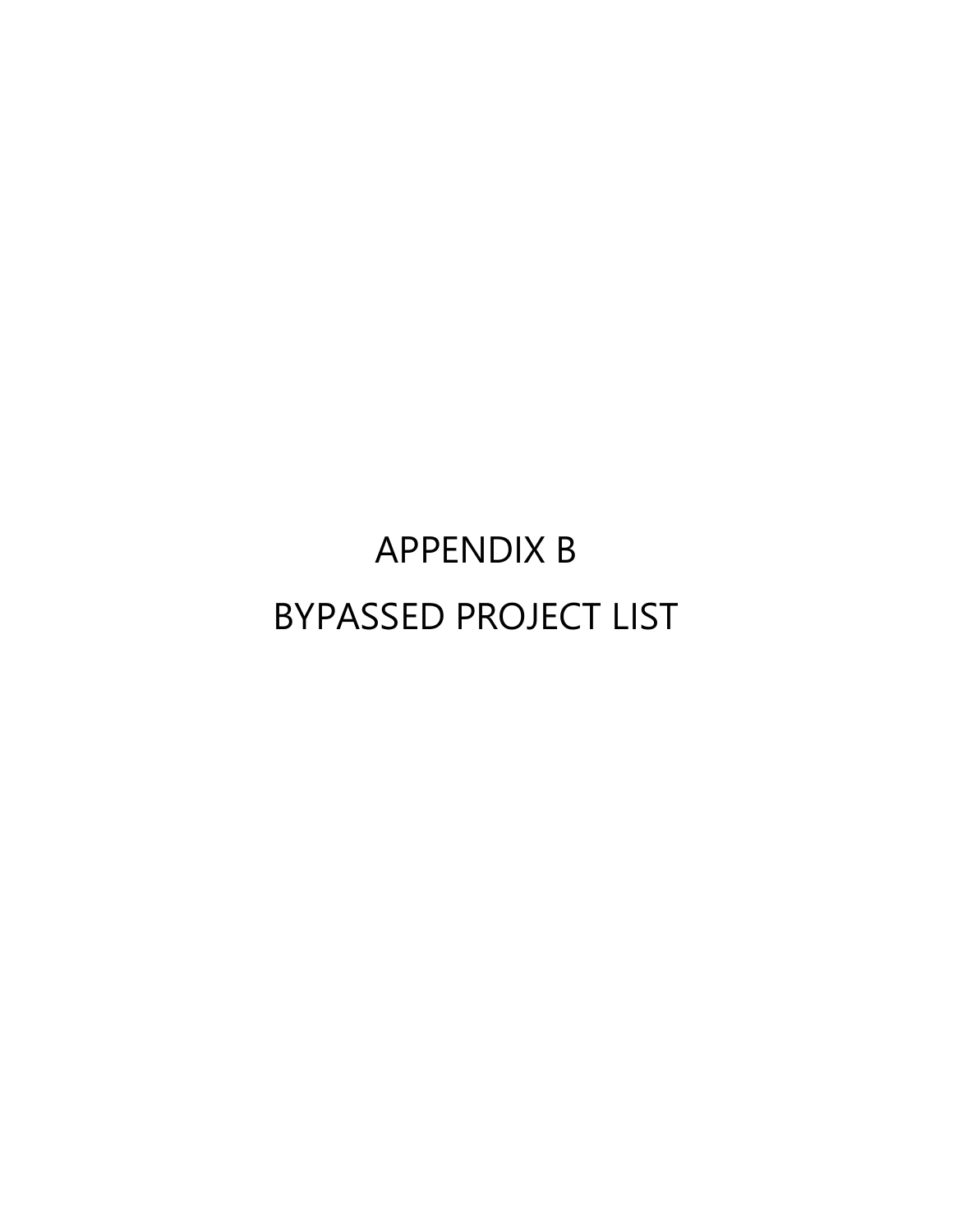# APPENDIX B

# BYPASSED PROJECT LIST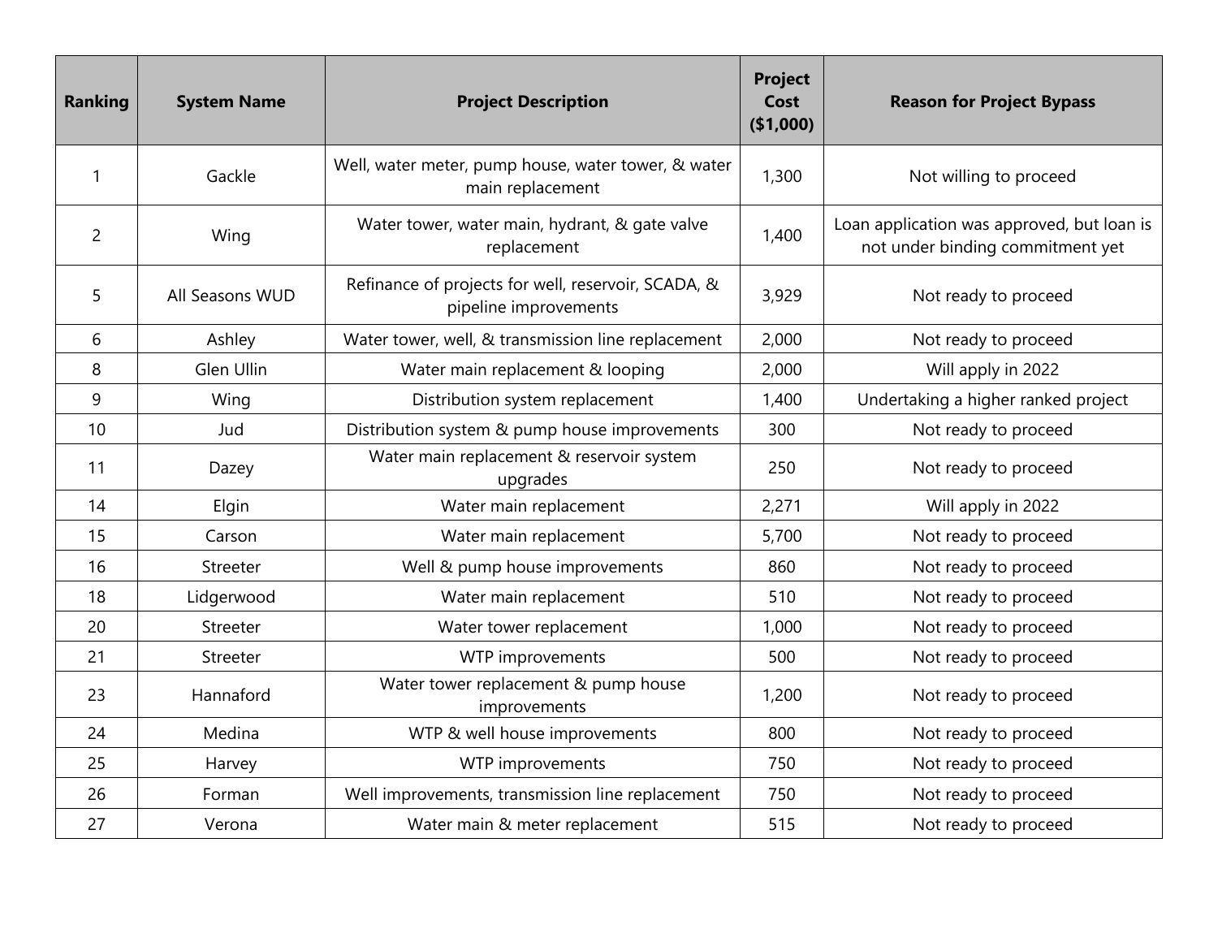| Ranking | System Name | Project Description | Project Cost ($1,000) | Reason for Project Bypass |
|---|---|---|---|---|
| 1 | Gackle | Well, water meter, pump house, water tower, & water main replacement | 1,300 | Not willing to proceed |
| 2 | Wing | Water tower, water main, hydrant, & gate valve replacement | 1,400 | Loan application was approved, but loan is not under binding commitment yet |
| 5 | All Seasons WUD | Refinance of projects for well, reservoir, SCADA, & pipeline improvements | 3,929 | Not ready to proceed |
| 6 | Ashley | Water tower, well, & transmission line replacement | 2,000 | Not ready to proceed |
| 8 | Glen Ullin | Water main replacement & looping | 2,000 | Will apply in 2022 |
| 9 | Wing | Distribution system replacement | 1,400 | Undertaking a higher ranked project |
| 10 | Jud | Distribution system & pump house improvements | 300 | Not ready to proceed |
| 11 | Dazey | Water main replacement & reservoir system upgrades | 250 | Not ready to proceed |
| 14 | Elgin | Water main replacement | 2,271 | Will apply in 2022 |
| 15 | Carson | Water main replacement | 5,700 | Not ready to proceed |
| 16 | Streeter | Well & pump house improvements | 860 | Not ready to proceed |
| 18 | Lidgerwood | Water main replacement | 510 | Not ready to proceed |
| 20 | Streeter | Water tower replacement | 1,000 | Not ready to proceed |
| 21 | Streeter | WTP improvements | 500 | Not ready to proceed |
| 23 | Hannaford | Water tower replacement & pump house improvements | 1,200 | Not ready to proceed |
| 24 | Medina | WTP & well house improvements | 800 | Not ready to proceed |
| 25 | Harvey | WTP improvements | 750 | Not ready to proceed |
| 26 | Forman | Well improvements, transmission line replacement | 750 | Not ready to proceed |
| 27 | Verona | Water main & meter replacement | 515 | Not ready to proceed |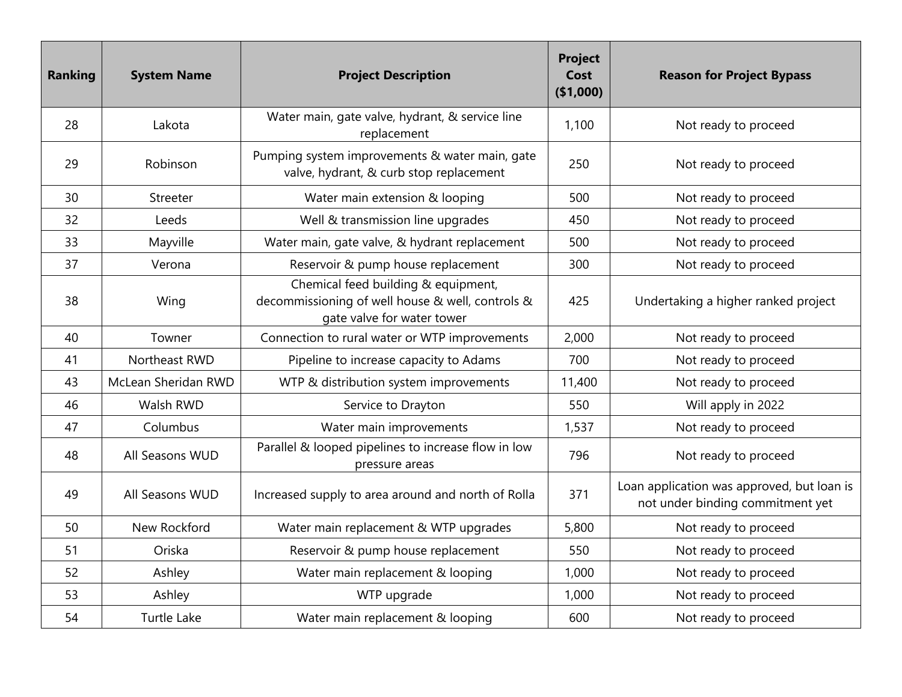| Ranking | System Name | Project Description | Project Cost ($1,000) | Reason for Project Bypass |
|---|---|---|---|---|
| 28 | Lakota | Water main, gate valve, hydrant, & service line replacement | 1,100 | Not ready to proceed |
| 29 | Robinson | Pumping system improvements & water main, gate valve, hydrant, & curb stop replacement | 250 | Not ready to proceed |
| 30 | Streeter | Water main extension & looping | 500 | Not ready to proceed |
| 32 | Leeds | Well & transmission line upgrades | 450 | Not ready to proceed |
| 33 | Mayville | Water main, gate valve, & hydrant replacement | 500 | Not ready to proceed |
| 37 | Verona | Reservoir & pump house replacement | 300 | Not ready to proceed |
| 38 | Wing | Chemical feed building & equipment, decommissioning of well house & well, controls & gate valve for water tower | 425 | Undertaking a higher ranked project |
| 40 | Towner | Connection to rural water or WTP improvements | 2,000 | Not ready to proceed |
| 41 | Northeast RWD | Pipeline to increase capacity to Adams | 700 | Not ready to proceed |
| 43 | McLean Sheridan RWD | WTP & distribution system improvements | 11,400 | Not ready to proceed |
| 46 | Walsh RWD | Service to Drayton | 550 | Will apply in 2022 |
| 47 | Columbus | Water main improvements | 1,537 | Not ready to proceed |
| 48 | All Seasons WUD | Parallel & looped pipelines to increase flow in low pressure areas | 796 | Not ready to proceed |
| 49 | All Seasons WUD | Increased supply to area around and north of Rolla | 371 | Loan application was approved, but loan is not under binding commitment yet |
| 50 | New Rockford | Water main replacement & WTP upgrades | 5,800 | Not ready to proceed |
| 51 | Oriska | Reservoir & pump house replacement | 550 | Not ready to proceed |
| 52 | Ashley | Water main replacement & looping | 1,000 | Not ready to proceed |
| 53 | Ashley | WTP upgrade | 1,000 | Not ready to proceed |
| 54 | Turtle Lake | Water main replacement & looping | 600 | Not ready to proceed |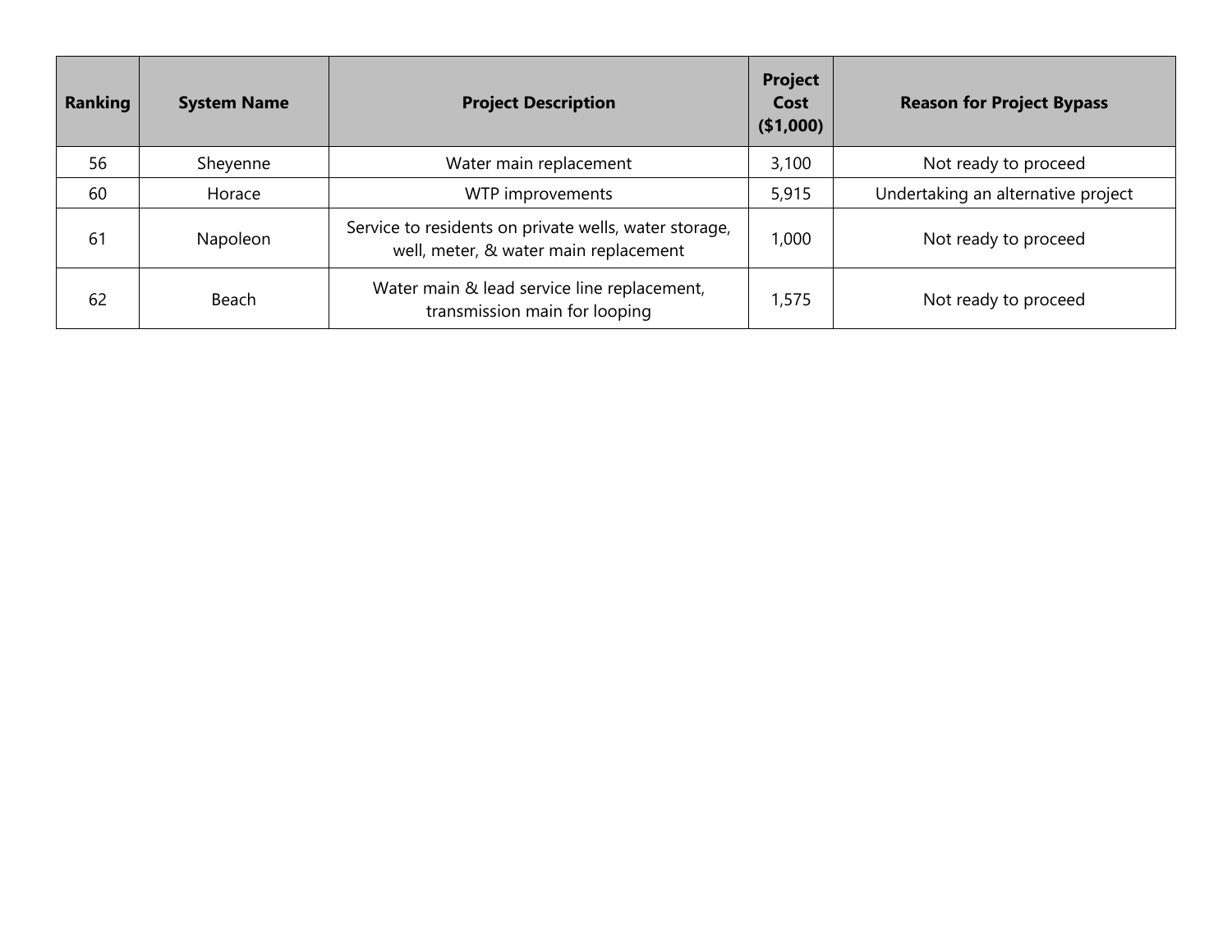| Ranking | System Name | Project Description | Project Cost ($1,000) | Reason for Project Bypass |
|---|---|---|---|---|
| 56 | Sheyenne | Water main replacement | 3,100 | Not ready to proceed |
| 60 | Horace | WTP improvements | 5,915 | Undertaking an alternative project |
| 61 | Napoleon | Service to residents on private wells, water storage, well, meter, & water main replacement | 1,000 | Not ready to proceed |
| 62 | Beach | Water main & lead service line replacement, transmission main for looping | 1,575 | Not ready to proceed |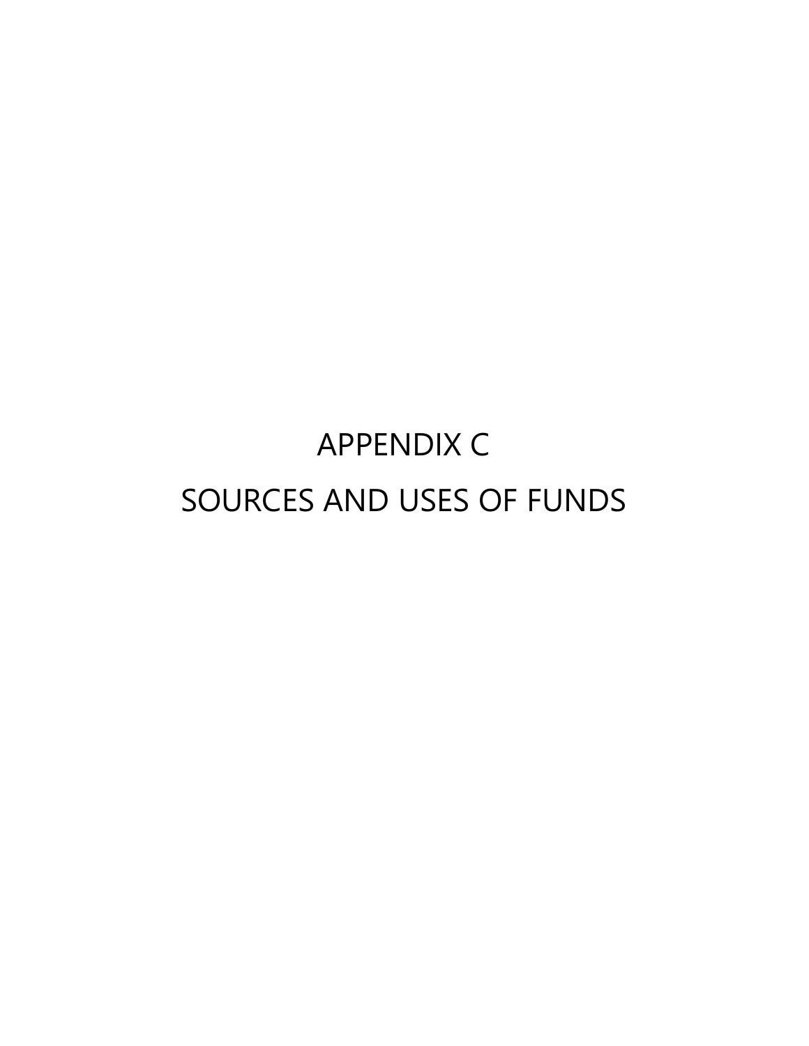# APPENDIX C

# SOURCES AND USES OF FUNDS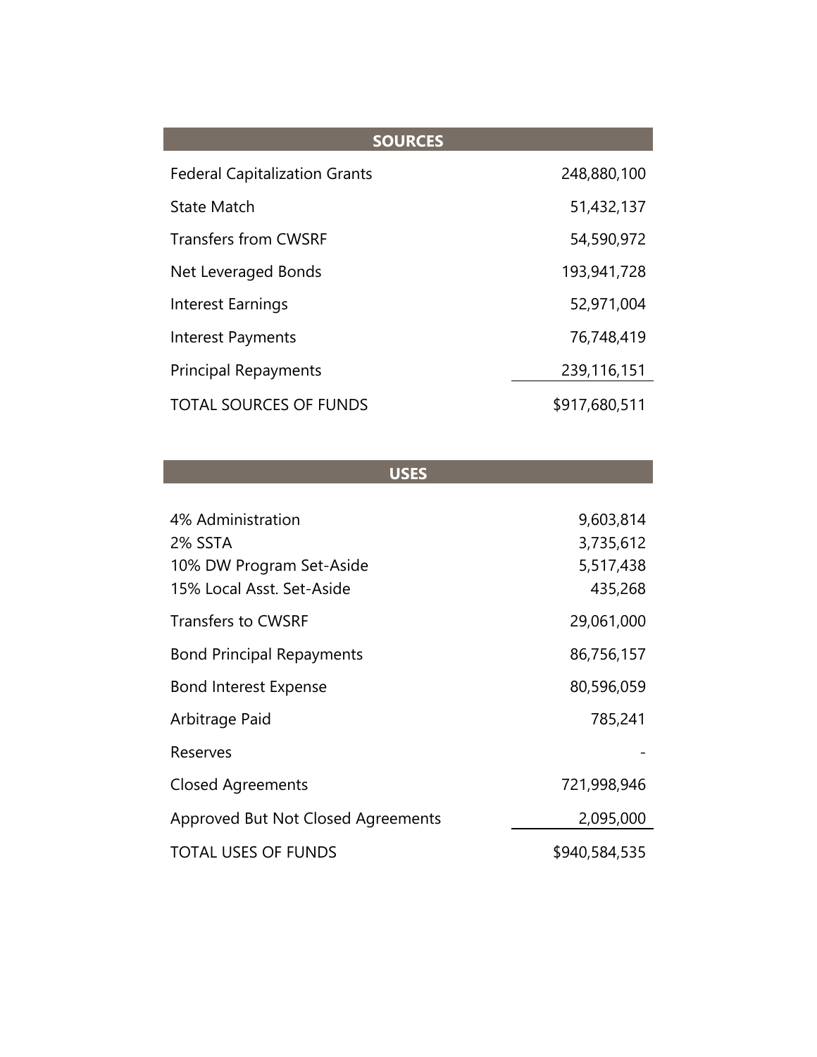| SOURCES | |
|---|---|
| Federal Capitalization Grants | 248,880,100 |
| State Match | 51,432,137 |
| Transfers from CWSRF | 54,590,972 |
| Net Leveraged Bonds | 193,941,728 |
| Interest Earnings | 52,971,004 |
| Interest Payments | 76,748,419 |
| Principal Repayments | 239,116,151 |
| TOTAL SOURCES OF FUNDS | $917,680,511 |

| USES | |
|---|---|
| 4% Administration | 9,603,814 |
| 2% SSTA | 3,735,612 |
| 10% DW Program Set-Aside | 5,517,438 |
| 15% Local Asst. Set-Aside | 435,268 |
| Transfers to CWSRF | 29,061,000 |
| Bond Principal Repayments | 86,756,157 |
| Bond Interest Expense | 80,596,059 |
| Arbitrage Paid | 785,241 |
| Reserves | - |
| Closed Agreements | 721,998,946 |
| Approved But Not Closed Agreements | 2,095,000 |
| TOTAL USES OF FUNDS | $940,584,535 |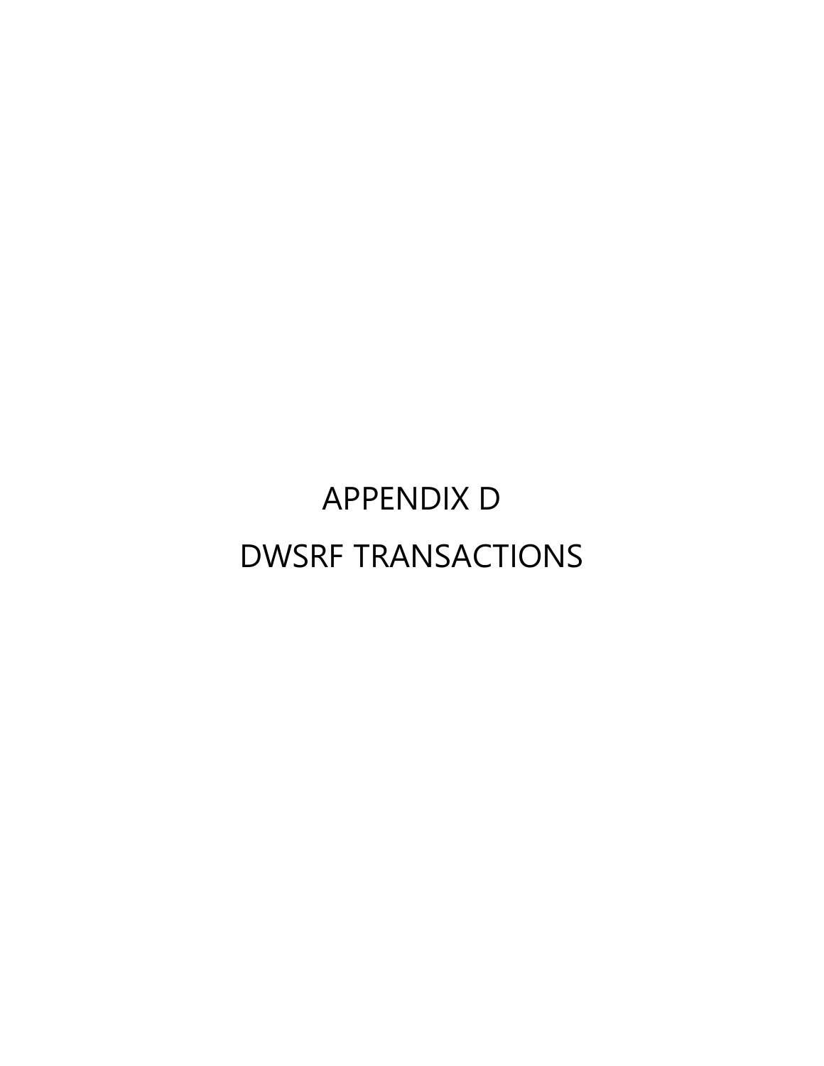# APPENDIX D

# DWSRF TRANSACTIONS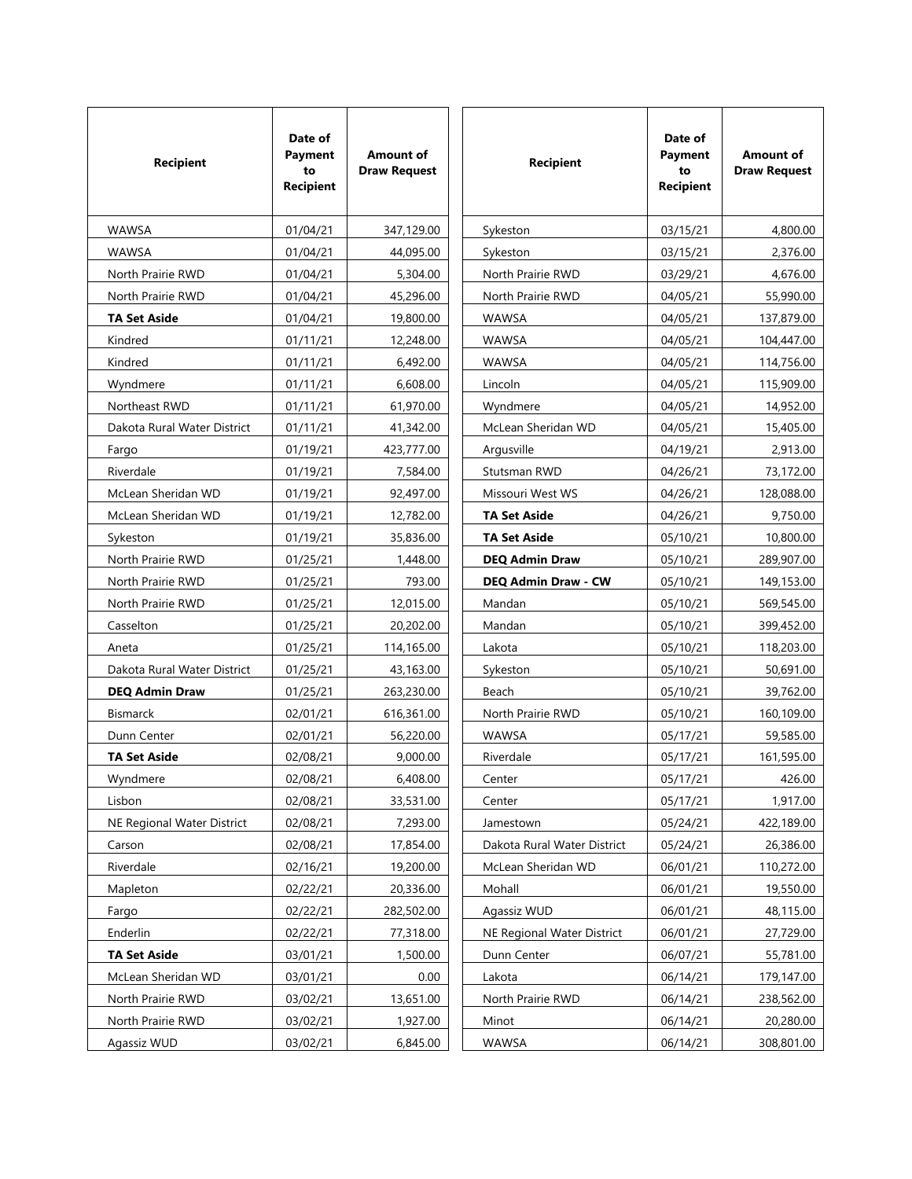| Recipient | Date of Payment to Recipient | Amount of Draw Request |
|---|---|---|
| WAWSA | 01/04/21 | 347,129.00 |
| WAWSA | 01/04/21 | 44,095.00 |
| North Prairie RWD | 01/04/21 | 5,304.00 |
| North Prairie RWD | 01/04/21 | 45,296.00 |
| **TA Set Aside** | 01/04/21 | 19,800.00 |
| Kindred | 01/11/21 | 12,248.00 |
| Kindred | 01/11/21 | 6,492.00 |
| Wyndmere | 01/11/21 | 6,608.00 |
| Northeast RWD | 01/11/21 | 61,970.00 |
| Dakota Rural Water District | 01/11/21 | 41,342.00 |
| Fargo | 01/19/21 | 423,777.00 |
| Riverdale | 01/19/21 | 7,584.00 |
| McLean Sheridan WD | 01/19/21 | 92,497.00 |
| McLean Sheridan WD | 01/19/21 | 12,782.00 |
| Sykeston | 01/19/21 | 35,836.00 |
| North Prairie RWD | 01/25/21 | 1,448.00 |
| North Prairie RWD | 01/25/21 | 793.00 |
| North Prairie RWD | 01/25/21 | 12,015.00 |
| Casselton | 01/25/21 | 20,202.00 |
| Aneta | 01/25/21 | 114,165.00 |
| Dakota Rural Water District | 01/25/21 | 43,163.00 |
| **DEQ Admin Draw** | 01/25/21 | 263,230.00 |
| Bismarck | 02/01/21 | 616,361.00 |
| Dunn Center | 02/01/21 | 56,220.00 |
| **TA Set Aside** | 02/08/21 | 9,000.00 |
| Wyndmere | 02/08/21 | 6,408.00 |
| Lisbon | 02/08/21 | 33,531.00 |
| NE Regional Water District | 02/08/21 | 7,293.00 |
| Carson | 02/08/21 | 17,854.00 |
| Riverdale | 02/16/21 | 19,200.00 |
| Mapleton | 02/22/21 | 20,336.00 |
| Fargo | 02/22/21 | 282,502.00 |
| Enderlin | 02/22/21 | 77,318.00 |
| **TA Set Aside** | 03/01/21 | 1,500.00 |
| McLean Sheridan WD | 03/01/21 | 0.00 |
| North Prairie RWD | 03/02/21 | 13,651.00 |
| North Prairie RWD | 03/02/21 | 1,927.00 |
| Agassiz WUD | 03/02/21 | 6,845.00 |
| Sykeston | 03/15/21 | 4,800.00 |
| Sykeston | 03/15/21 | 2,376.00 |
| North Prairie RWD | 03/29/21 | 4,676.00 |
| North Prairie RWD | 04/05/21 | 55,990.00 |
| WAWSA | 04/05/21 | 137,879.00 |
| WAWSA | 04/05/21 | 104,447.00 |
| WAWSA | 04/05/21 | 114,756.00 |
| Lincoln | 04/05/21 | 115,909.00 |
| Wyndmere | 04/05/21 | 14,952.00 |
| McLean Sheridan WD | 04/05/21 | 15,405.00 |
| Argusville | 04/19/21 | 2,913.00 |
| Stutsman RWD | 04/26/21 | 73,172.00 |
| Missouri West WS | 04/26/21 | 128,088.00 |
| **TA Set Aside** | 04/26/21 | 9,750.00 |
| **TA Set Aside** | 05/10/21 | 10,800.00 |
| **DEQ Admin Draw** | 05/10/21 | 289,907.00 |
| **DEQ Admin Draw - CW** | 05/10/21 | 149,153.00 |
| Mandan | 05/10/21 | 569,545.00 |
| Mandan | 05/10/21 | 399,452.00 |
| Lakota | 05/10/21 | 118,203.00 |
| Sykeston | 05/10/21 | 50,691.00 |
| Beach | 05/10/21 | 39,762.00 |
| North Prairie RWD | 05/10/21 | 160,109.00 |
| WAWSA | 05/17/21 | 59,585.00 |
| Riverdale | 05/17/21 | 161,595.00 |
| Center | 05/17/21 | 426.00 |
| Center | 05/17/21 | 1,917.00 |
| Jamestown | 05/24/21 | 422,189.00 |
| Dakota Rural Water District | 05/24/21 | 26,386.00 |
| McLean Sheridan WD | 06/01/21 | 110,272.00 |
| Mohall | 06/01/21 | 19,550.00 |
| Agassiz WUD | 06/01/21 | 48,115.00 |
| NE Regional Water District | 06/01/21 | 27,729.00 |
| Dunn Center | 06/07/21 | 55,781.00 |
| Lakota | 06/14/21 | 179,147.00 |
| North Prairie RWD | 06/14/21 | 238,562.00 |
| Minot | 06/14/21 | 20,280.00 |
| WAWSA | 06/14/21 | 308,801.00 |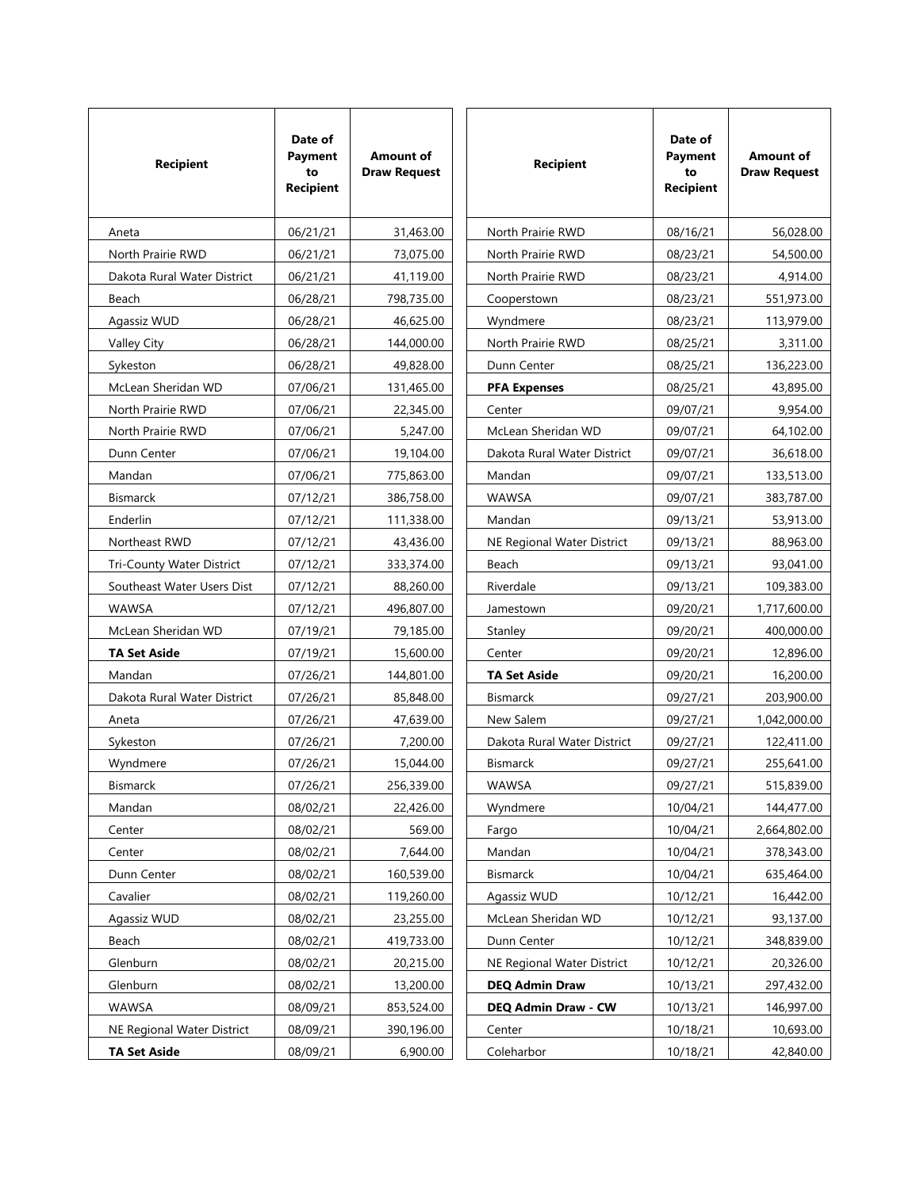| Recipient | Date of Payment to Recipient | Amount of Draw Request |
|---|---|---|
| Aneta | 06/21/21 | 31,463.00 |
| North Prairie RWD | 06/21/21 | 73,075.00 |
| Dakota Rural Water District | 06/21/21 | 41,119.00 |
| Beach | 06/28/21 | 798,735.00 |
| Agassiz WUD | 06/28/21 | 46,625.00 |
| Valley City | 06/28/21 | 144,000.00 |
| Sykeston | 06/28/21 | 49,828.00 |
| McLean Sheridan WD | 07/06/21 | 131,465.00 |
| North Prairie RWD | 07/06/21 | 22,345.00 |
| North Prairie RWD | 07/06/21 | 5,247.00 |
| Dunn Center | 07/06/21 | 19,104.00 |
| Mandan | 07/06/21 | 775,863.00 |
| Bismarck | 07/12/21 | 386,758.00 |
| Enderlin | 07/12/21 | 111,338.00 |
| Northeast RWD | 07/12/21 | 43,436.00 |
| Tri-County Water District | 07/12/21 | 333,374.00 |
| Southeast Water Users Dist | 07/12/21 | 88,260.00 |
| WAWSA | 07/12/21 | 496,807.00 |
| McLean Sheridan WD | 07/19/21 | 79,185.00 |
| **TA Set Aside** | 07/19/21 | 15,600.00 |
| Mandan | 07/26/21 | 144,801.00 |
| Dakota Rural Water District | 07/26/21 | 85,848.00 |
| Aneta | 07/26/21 | 47,639.00 |
| Sykeston | 07/26/21 | 7,200.00 |
| Wyndmere | 07/26/21 | 15,044.00 |
| Bismarck | 07/26/21 | 256,339.00 |
| Mandan | 08/02/21 | 22,426.00 |
| Center | 08/02/21 | 569.00 |
| Center | 08/02/21 | 7,644.00 |
| Dunn Center | 08/02/21 | 160,539.00 |
| Cavalier | 08/02/21 | 119,260.00 |
| Agassiz WUD | 08/02/21 | 23,255.00 |
| Beach | 08/02/21 | 419,733.00 |
| Glenburn | 08/02/21 | 20,215.00 |
| Glenburn | 08/02/21 | 13,200.00 |
| WAWSA | 08/09/21 | 853,524.00 |
| NE Regional Water District | 08/09/21 | 390,196.00 |
| **TA Set Aside** | 08/09/21 | 6,900.00 |
| North Prairie RWD | 08/16/21 | 56,028.00 |
| North Prairie RWD | 08/23/21 | 54,500.00 |
| North Prairie RWD | 08/23/21 | 4,914.00 |
| Cooperstown | 08/23/21 | 551,973.00 |
| Wyndmere | 08/23/21 | 113,979.00 |
| North Prairie RWD | 08/25/21 | 3,311.00 |
| Dunn Center | 08/25/21 | 136,223.00 |
| **PFA Expenses** | 08/25/21 | 43,895.00 |
| Center | 09/07/21 | 9,954.00 |
| McLean Sheridan WD | 09/07/21 | 64,102.00 |
| Dakota Rural Water District | 09/07/21 | 36,618.00 |
| Mandan | 09/07/21 | 133,513.00 |
| WAWSA | 09/07/21 | 383,787.00 |
| Mandan | 09/13/21 | 53,913.00 |
| NE Regional Water District | 09/13/21 | 88,963.00 |
| Beach | 09/13/21 | 93,041.00 |
| Riverdale | 09/13/21 | 109,383.00 |
| Jamestown | 09/20/21 | 1,717,600.00 |
| Stanley | 09/20/21 | 400,000.00 |
| Center | 09/20/21 | 12,896.00 |
| **TA Set Aside** | 09/20/21 | 16,200.00 |
| Bismarck | 09/27/21 | 203,900.00 |
| New Salem | 09/27/21 | 1,042,000.00 |
| Dakota Rural Water District | 09/27/21 | 122,411.00 |
| Bismarck | 09/27/21 | 255,641.00 |
| WAWSA | 09/27/21 | 515,839.00 |
| Wyndmere | 10/04/21 | 144,477.00 |
| Fargo | 10/04/21 | 2,664,802.00 |
| Mandan | 10/04/21 | 378,343.00 |
| Bismarck | 10/04/21 | 635,464.00 |
| Agassiz WUD | 10/12/21 | 16,442.00 |
| McLean Sheridan WD | 10/12/21 | 93,137.00 |
| Dunn Center | 10/12/21 | 348,839.00 |
| NE Regional Water District | 10/12/21 | 20,326.00 |
| **DEQ Admin Draw** | 10/13/21 | 297,432.00 |
| **DEQ Admin Draw - CW** | 10/13/21 | 146,997.00 |
| Center | 10/18/21 | 10,693.00 |
| Coleharbor | 10/18/21 | 42,840.00 |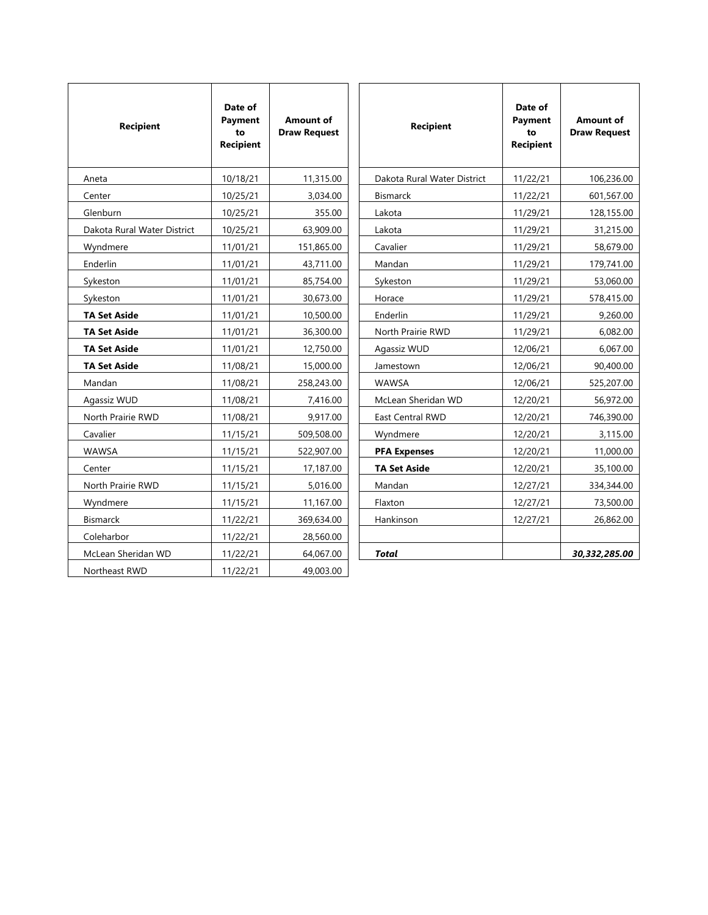| Recipient | Date of Payment to Recipient | Amount of Draw Request |
|---|---|---|
| Aneta | 10/18/21 | 11,315.00 |
| Center | 10/25/21 | 3,034.00 |
| Glenburn | 10/25/21 | 355.00 |
| Dakota Rural Water District | 10/25/21 | 63,909.00 |
| Wyndmere | 11/01/21 | 151,865.00 |
| Enderlin | 11/01/21 | 43,711.00 |
| Sykeston | 11/01/21 | 85,754.00 |
| Sykeston | 11/01/21 | 30,673.00 |
| **TA Set Aside** | 11/01/21 | 10,500.00 |
| **TA Set Aside** | 11/01/21 | 36,300.00 |
| **TA Set Aside** | 11/01/21 | 12,750.00 |
| **TA Set Aside** | 11/08/21 | 15,000.00 |
| Mandan | 11/08/21 | 258,243.00 |
| Agassiz WUD | 11/08/21 | 7,416.00 |
| North Prairie RWD | 11/08/21 | 9,917.00 |
| Cavalier | 11/15/21 | 509,508.00 |
| WAWSA | 11/15/21 | 522,907.00 |
| Center | 11/15/21 | 17,187.00 |
| North Prairie RWD | 11/15/21 | 5,016.00 |
| Wyndmere | 11/15/21 | 11,167.00 |
| Bismarck | 11/22/21 | 369,634.00 |
| Coleharbor | 11/22/21 | 28,560.00 |
| McLean Sheridan WD | 11/22/21 | 64,067.00 |
| Northeast RWD | 11/22/21 | 49,003.00 |
| Dakota Rural Water District | 11/22/21 | 106,236.00 |
| Bismarck | 11/22/21 | 601,567.00 |
| Lakota | 11/29/21 | 128,155.00 |
| Lakota | 11/29/21 | 31,215.00 |
| Cavalier | 11/29/21 | 58,679.00 |
| Mandan | 11/29/21 | 179,741.00 |
| Sykeston | 11/29/21 | 53,060.00 |
| Horace | 11/29/21 | 578,415.00 |
| Enderlin | 11/29/21 | 9,260.00 |
| North Prairie RWD | 11/29/21 | 6,082.00 |
| Agassiz WUD | 12/06/21 | 6,067.00 |
| Jamestown | 12/06/21 | 90,400.00 |
| WAWSA | 12/06/21 | 525,207.00 |
| McLean Sheridan WD | 12/20/21 | 56,972.00 |
| East Central RWD | 12/20/21 | 746,390.00 |
| Wyndmere | 12/20/21 | 3,115.00 |
| **PFA Expenses** | 12/20/21 | 11,000.00 |
| **TA Set Aside** | 12/20/21 | 35,100.00 |
| Mandan | 12/27/21 | 334,344.00 |
| Flaxton | 12/27/21 | 73,500.00 |
| Hankinson | 12/27/21 | 26,862.00 |
| | | |
| ***Total*** | | ***30,332,285.00*** |